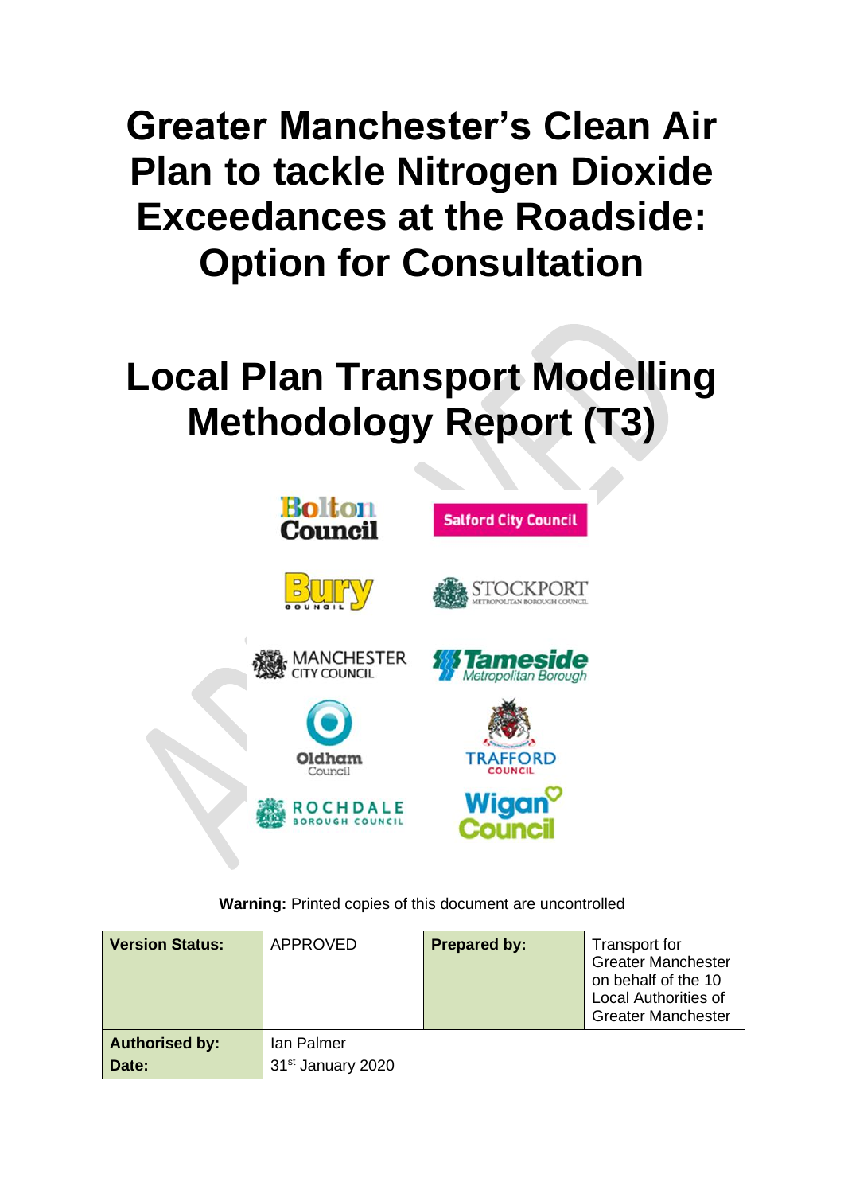# Greater Manchester's Clean Air Plan to tackle Nitrogen Dioxide Exceedances at the Roadside: Option for Consultation

# Local Plan Transport Modelling Methodology Report (T3)

**Warning:** Printed copies of this document are uncontrolled

| **Version Status:** | APPROVED | **Prepared by:** | Transport for Greater Manchester on behalf of the 10 Local Authorities of Greater Manchester |
|---|---|---|---|
| **Authorised by:** | Ian Palmer | | |
| **Date:** | 31st January 2020 | | |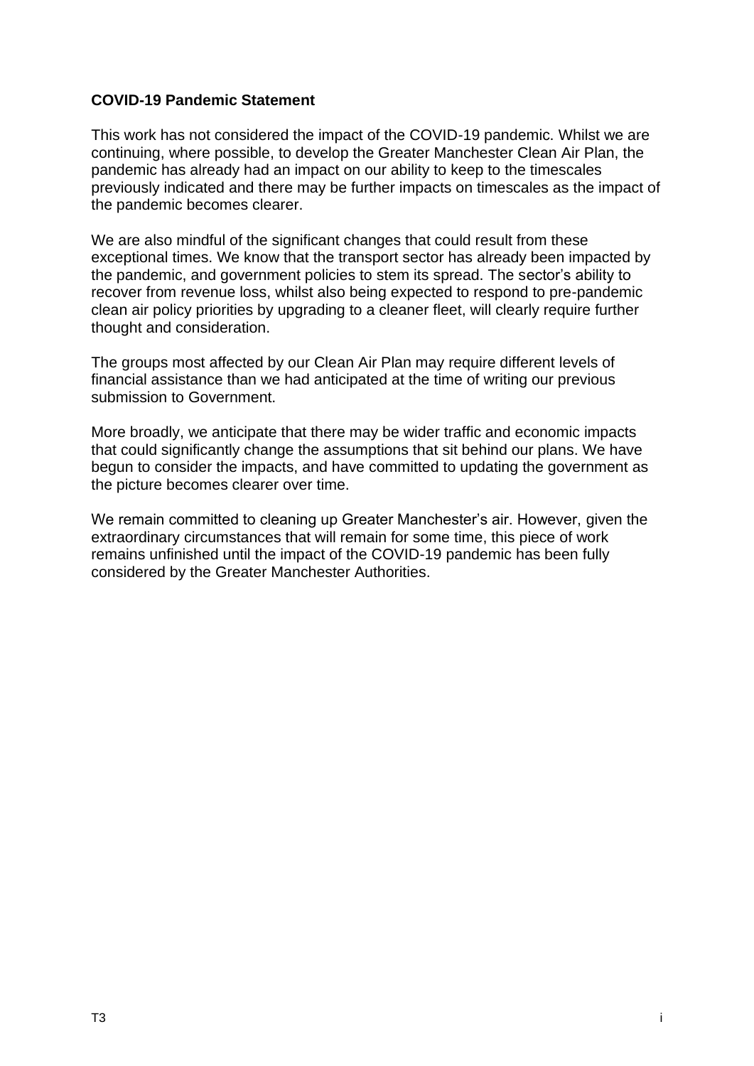**COVID-19 Pandemic Statement**

This work has not considered the impact of the COVID-19 pandemic. Whilst we are continuing, where possible, to develop the Greater Manchester Clean Air Plan, the pandemic has already had an impact on our ability to keep to the timescales previously indicated and there may be further impacts on timescales as the impact of the pandemic becomes clearer.

We are also mindful of the significant changes that could result from these exceptional times. We know that the transport sector has already been impacted by the pandemic, and government policies to stem its spread. The sector's ability to recover from revenue loss, whilst also being expected to respond to pre-pandemic clean air policy priorities by upgrading to a cleaner fleet, will clearly require further thought and consideration.

The groups most affected by our Clean Air Plan may require different levels of financial assistance than we had anticipated at the time of writing our previous submission to Government.

More broadly, we anticipate that there may be wider traffic and economic impacts that could significantly change the assumptions that sit behind our plans. We have begun to consider the impacts, and have committed to updating the government as the picture becomes clearer over time.

We remain committed to cleaning up Greater Manchester's air. However, given the extraordinary circumstances that will remain for some time, this piece of work remains unfinished until the impact of the COVID-19 pandemic has been fully considered by the Greater Manchester Authorities.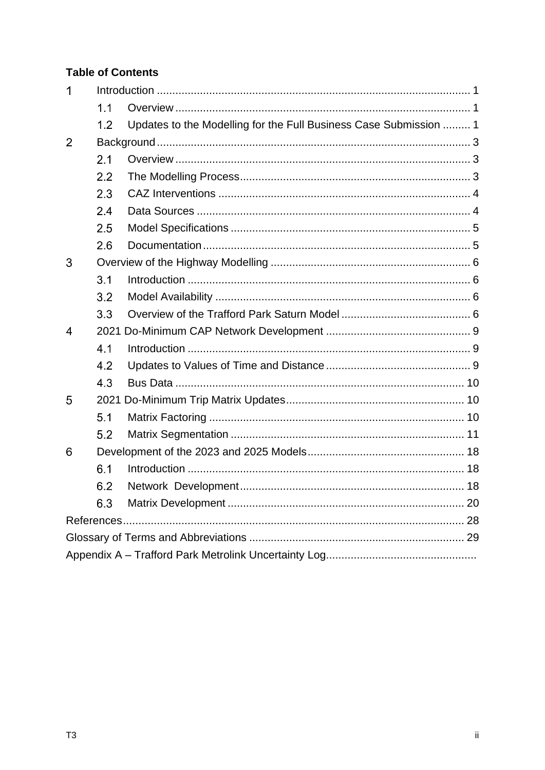**Table of Contents**

1 Introduction ..................................................................................................... 1

- 1.1 Overview ............................................................................................... 1
- 1.2 Updates to the Modelling for the Full Business Case Submission ......... 1

2 Background ..................................................................................................... 3

- 2.1 Overview ............................................................................................... 3
- 2.2 The Modelling Process .......................................................................... 3
- 2.3 CAZ Interventions ................................................................................. 4
- 2.4 Data Sources ........................................................................................ 4
- 2.5 Model Specifications ............................................................................. 5
- 2.6 Documentation ...................................................................................... 5

3 Overview of the Highway Modelling ................................................................ 6

- 3.1 Introduction ........................................................................................... 6
- 3.2 Model Availability .................................................................................. 6
- 3.3 Overview of the Trafford Park Saturn Model ......................................... 6

4 2021 Do-Minimum CAP Network Development .............................................. 9

- 4.1 Introduction ........................................................................................... 9
- 4.2 Updates to Values of Time and Distance .............................................. 9
- 4.3 Bus Data ............................................................................................. 10

5 2021 Do-Minimum Trip Matrix Updates ......................................................... 10

- 5.1 Matrix Factoring .................................................................................. 10
- 5.2 Matrix Segmentation ........................................................................... 11

6 Development of the 2023 and 2025 Models .................................................. 18

- 6.1 Introduction ......................................................................................... 18
- 6.2 Network Development ........................................................................ 18
- 6.3 Matrix Development ............................................................................ 20

References ............................................................................................................. 28

Glossary of Terms and Abbreviations ..................................................................... 29

Appendix A – Trafford Park Metrolink Uncertainty Log................................................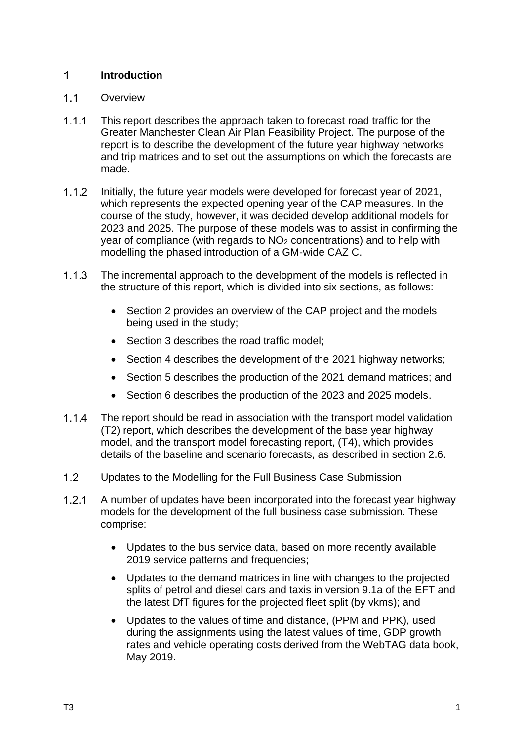# 1 Introduction

## 1.1 Overview

1.1.1 This report describes the approach taken to forecast road traffic for the Greater Manchester Clean Air Plan Feasibility Project. The purpose of the report is to describe the development of the future year highway networks and trip matrices and to set out the assumptions on which the forecasts are made.

1.1.2 Initially, the future year models were developed for forecast year of 2021, which represents the expected opening year of the CAP measures. In the course of the study, however, it was decided develop additional models for 2023 and 2025. The purpose of these models was to assist in confirming the year of compliance (with regards to $NO_2$ concentrations) and to help with modelling the phased introduction of a GM-wide CAZ C.

1.1.3 The incremental approach to the development of the models is reflected in the structure of this report, which is divided into six sections, as follows:

- Section 2 provides an overview of the CAP project and the models being used in the study;
- Section 3 describes the road traffic model;
- Section 4 describes the development of the 2021 highway networks;
- Section 5 describes the production of the 2021 demand matrices; and
- Section 6 describes the production of the 2023 and 2025 models.

1.1.4 The report should be read in association with the transport model validation (T2) report, which describes the development of the base year highway model, and the transport model forecasting report, (T4), which provides details of the baseline and scenario forecasts, as described in section 2.6.

## 1.2 Updates to the Modelling for the Full Business Case Submission

1.2.1 A number of updates have been incorporated into the forecast year highway models for the development of the full business case submission. These comprise:

- Updates to the bus service data, based on more recently available 2019 service patterns and frequencies;
- Updates to the demand matrices in line with changes to the projected splits of petrol and diesel cars and taxis in version 9.1a of the EFT and the latest DfT figures for the projected fleet split (by vkms); and
- Updates to the values of time and distance, (PPM and PPK), used during the assignments using the latest values of time, GDP growth rates and vehicle operating costs derived from the WebTAG data book, May 2019.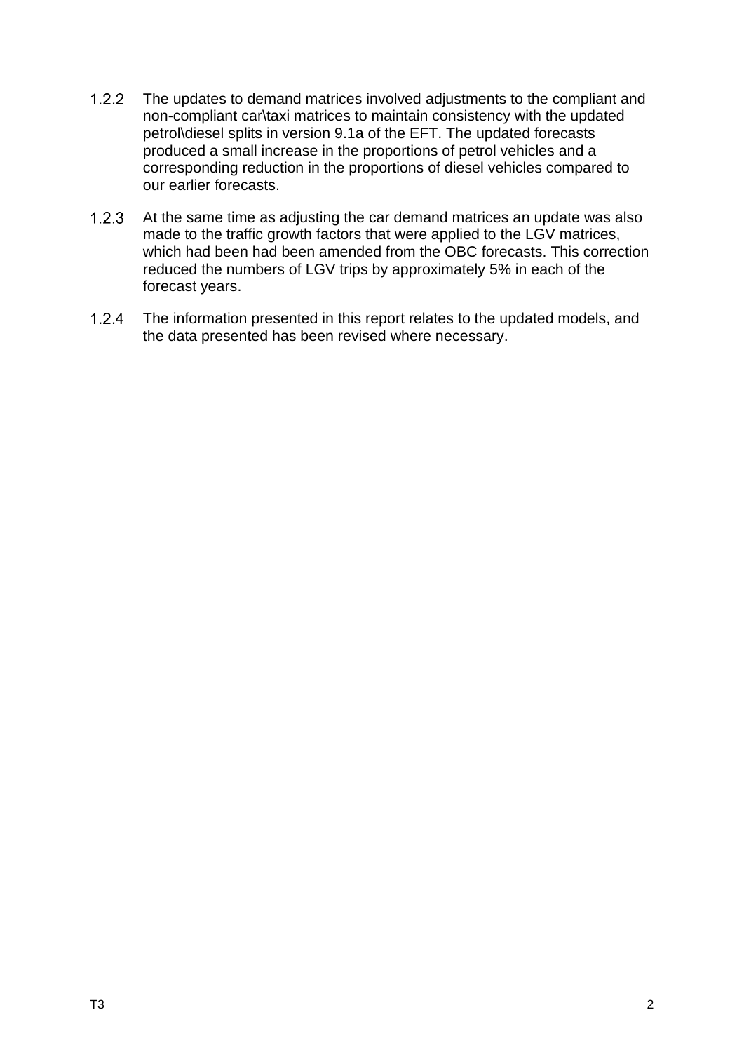1.2.2 The updates to demand matrices involved adjustments to the compliant and non-compliant car\taxi matrices to maintain consistency with the updated petrol\diesel splits in version 9.1a of the EFT. The updated forecasts produced a small increase in the proportions of petrol vehicles and a corresponding reduction in the proportions of diesel vehicles compared to our earlier forecasts.

1.2.3 At the same time as adjusting the car demand matrices an update was also made to the traffic growth factors that were applied to the LGV matrices, which had been had been amended from the OBC forecasts. This correction reduced the numbers of LGV trips by approximately 5% in each of the forecast years.

1.2.4 The information presented in this report relates to the updated models, and the data presented has been revised where necessary.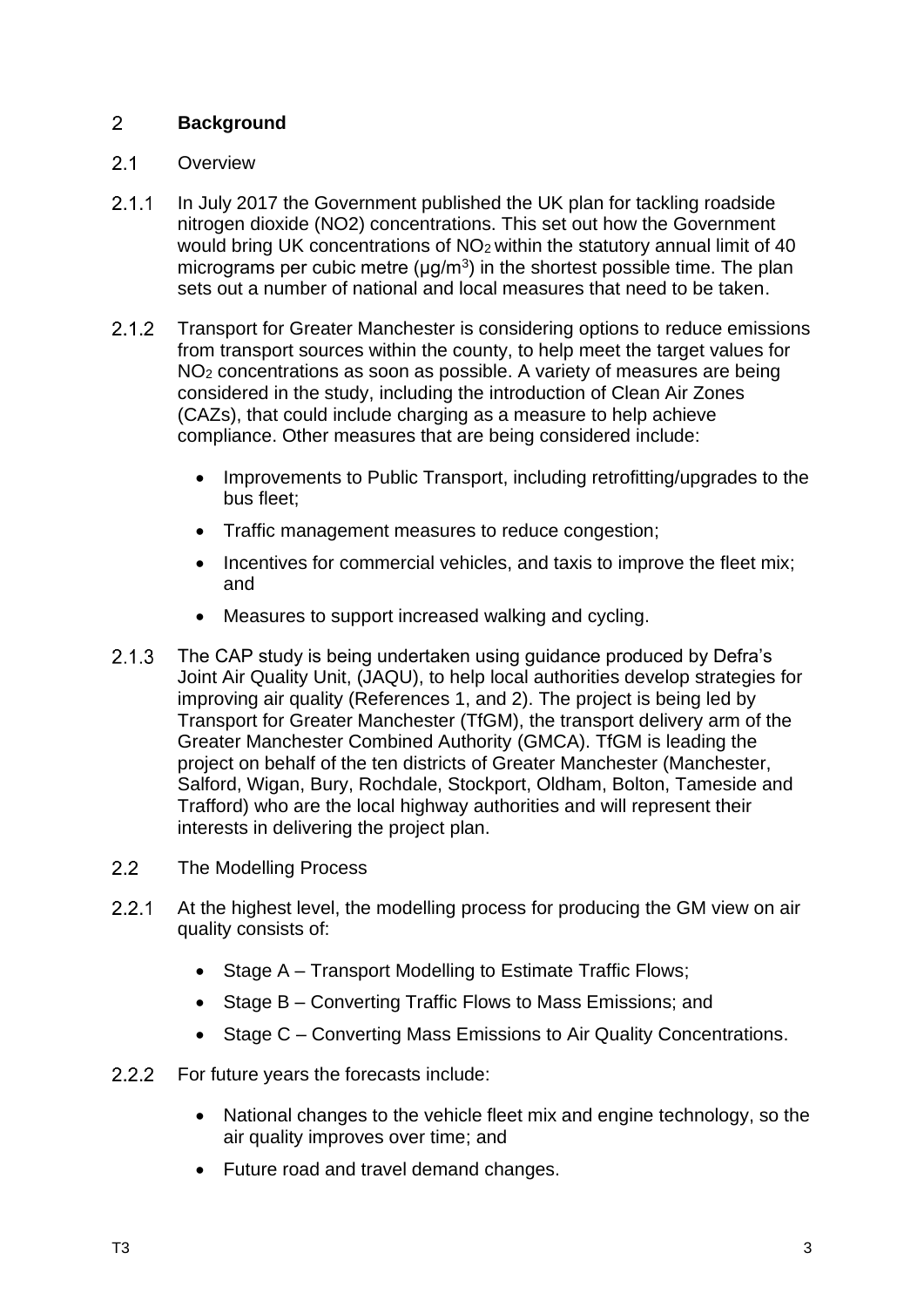## 2 Background

### 2.1 Overview

2.1.1 In July 2017 the Government published the UK plan for tackling roadside nitrogen dioxide (NO2) concentrations. This set out how the Government would bring UK concentrations of $NO_2$ within the statutory annual limit of 40 micrograms per cubic metre (µg/m$^3$) in the shortest possible time. The plan sets out a number of national and local measures that need to be taken.

2.1.2 Transport for Greater Manchester is considering options to reduce emissions from transport sources within the county, to help meet the target values for $NO_2$ concentrations as soon as possible. A variety of measures are being considered in the study, including the introduction of Clean Air Zones (CAZs), that could include charging as a measure to help achieve compliance. Other measures that are being considered include:

- Improvements to Public Transport, including retrofitting/upgrades to the bus fleet;
- Traffic management measures to reduce congestion;
- Incentives for commercial vehicles, and taxis to improve the fleet mix; and
- Measures to support increased walking and cycling.

2.1.3 The CAP study is being undertaken using guidance produced by Defra's Joint Air Quality Unit, (JAQU), to help local authorities develop strategies for improving air quality (References 1, and 2). The project is being led by Transport for Greater Manchester (TfGM), the transport delivery arm of the Greater Manchester Combined Authority (GMCA). TfGM is leading the project on behalf of the ten districts of Greater Manchester (Manchester, Salford, Wigan, Bury, Rochdale, Stockport, Oldham, Bolton, Tameside and Trafford) who are the local highway authorities and will represent their interests in delivering the project plan.

### 2.2 The Modelling Process

2.2.1 At the highest level, the modelling process for producing the GM view on air quality consists of:

- Stage A – Transport Modelling to Estimate Traffic Flows;
- Stage B – Converting Traffic Flows to Mass Emissions; and
- Stage C – Converting Mass Emissions to Air Quality Concentrations.

2.2.2 For future years the forecasts include:

- National changes to the vehicle fleet mix and engine technology, so the air quality improves over time; and
- Future road and travel demand changes.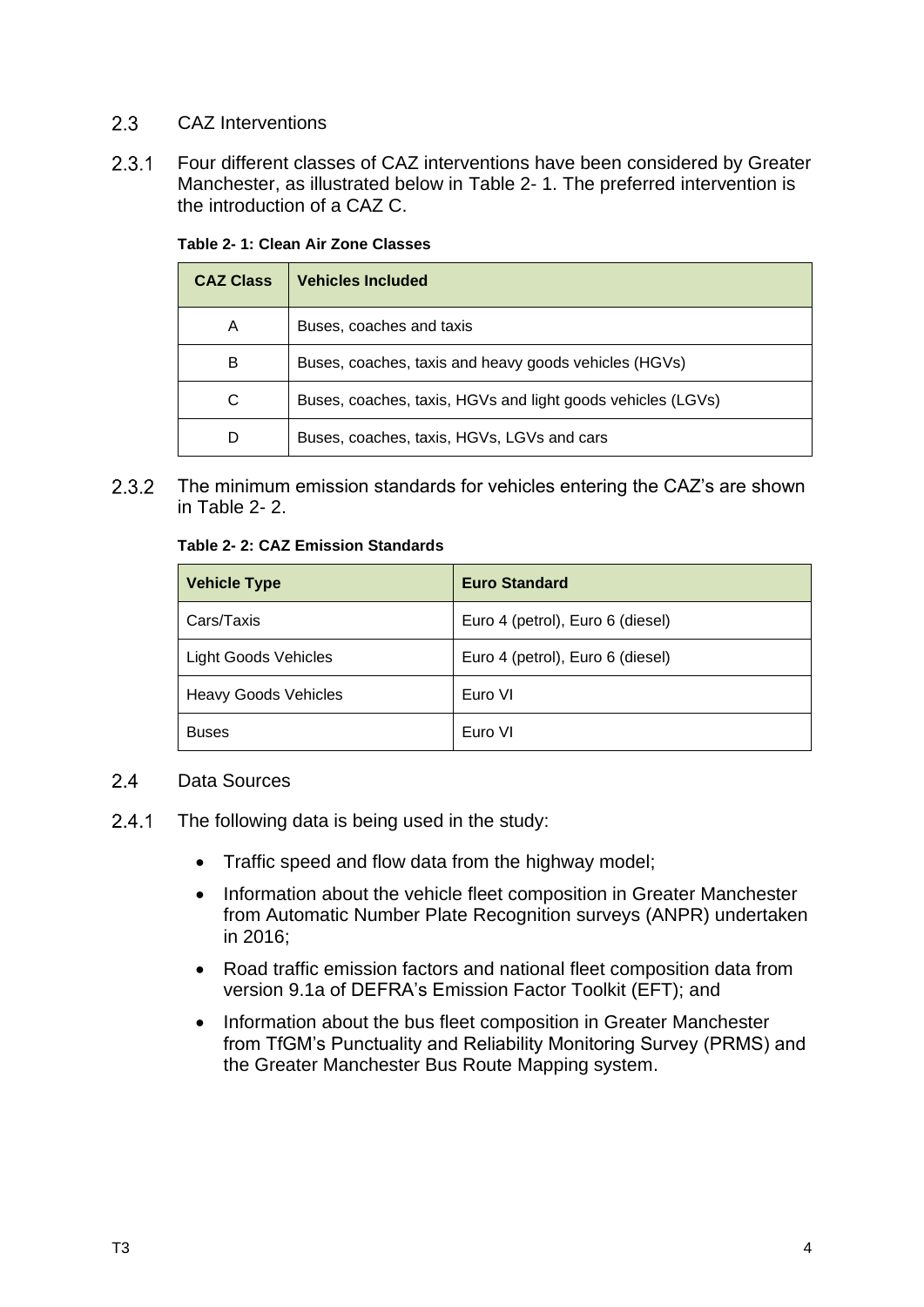## 2.3 CAZ Interventions

2.3.1 Four different classes of CAZ interventions have been considered by Greater Manchester, as illustrated below in Table 2- 1. The preferred intervention is the introduction of a CAZ C.

**Table 2- 1: Clean Air Zone Classes**

| CAZ Class | Vehicles Included |
|---|---|
| A | Buses, coaches and taxis |
| B | Buses, coaches, taxis and heavy goods vehicles (HGVs) |
| C | Buses, coaches, taxis, HGVs and light goods vehicles (LGVs) |
| D | Buses, coaches, taxis, HGVs, LGVs and cars |

2.3.2 The minimum emission standards for vehicles entering the CAZ's are shown in Table 2- 2.

**Table 2- 2: CAZ Emission Standards**

| Vehicle Type | Euro Standard |
|---|---|
| Cars/Taxis | Euro 4 (petrol), Euro 6 (diesel) |
| Light Goods Vehicles | Euro 4 (petrol), Euro 6 (diesel) |
| Heavy Goods Vehicles | Euro VI |
| Buses | Euro VI |

## 2.4 Data Sources

2.4.1 The following data is being used in the study:

- Traffic speed and flow data from the highway model;
- Information about the vehicle fleet composition in Greater Manchester from Automatic Number Plate Recognition surveys (ANPR) undertaken in 2016;
- Road traffic emission factors and national fleet composition data from version 9.1a of DEFRA's Emission Factor Toolkit (EFT); and
- Information about the bus fleet composition in Greater Manchester from TfGM's Punctuality and Reliability Monitoring Survey (PRMS) and the Greater Manchester Bus Route Mapping system.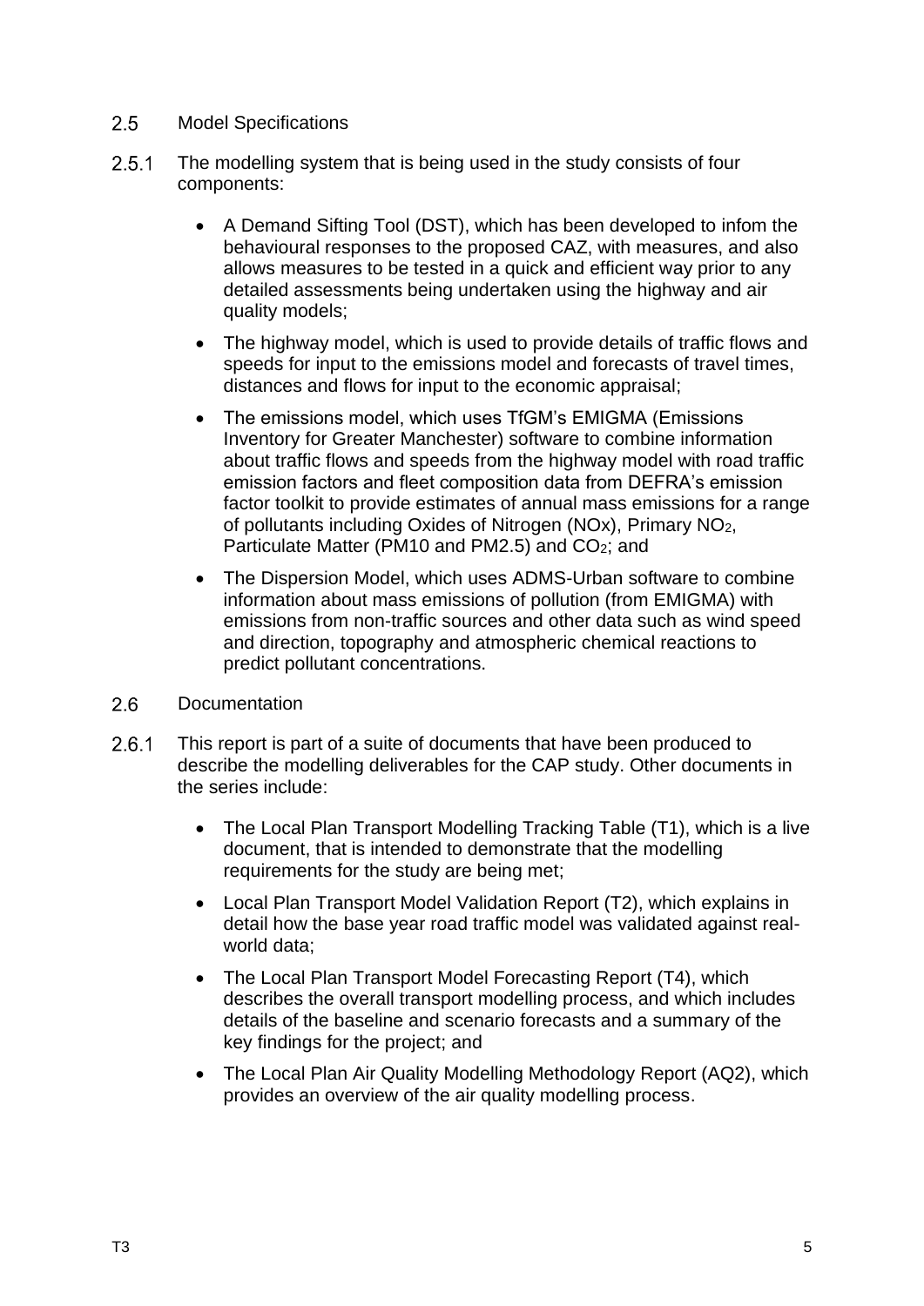## 2.5 Model Specifications

2.5.1 The modelling system that is being used in the study consists of four components:

- A Demand Sifting Tool (DST), which has been developed to infom the behavioural responses to the proposed CAZ, with measures, and also allows measures to be tested in a quick and efficient way prior to any detailed assessments being undertaken using the highway and air quality models;
- The highway model, which is used to provide details of traffic flows and speeds for input to the emissions model and forecasts of travel times, distances and flows for input to the economic appraisal;
- The emissions model, which uses TfGM's EMIGMA (Emissions Inventory for Greater Manchester) software to combine information about traffic flows and speeds from the highway model with road traffic emission factors and fleet composition data from DEFRA's emission factor toolkit to provide estimates of annual mass emissions for a range of pollutants including Oxides of Nitrogen (NOx), Primary $NO_2$, Particulate Matter (PM10 and PM2.5) and $CO_2$; and
- The Dispersion Model, which uses ADMS-Urban software to combine information about mass emissions of pollution (from EMIGMA) with emissions from non-traffic sources and other data such as wind speed and direction, topography and atmospheric chemical reactions to predict pollutant concentrations.

## 2.6 Documentation

2.6.1 This report is part of a suite of documents that have been produced to describe the modelling deliverables for the CAP study. Other documents in the series include:

- The Local Plan Transport Modelling Tracking Table (T1), which is a live document, that is intended to demonstrate that the modelling requirements for the study are being met;
- Local Plan Transport Model Validation Report (T2), which explains in detail how the base year road traffic model was validated against real-world data;
- The Local Plan Transport Model Forecasting Report (T4), which describes the overall transport modelling process, and which includes details of the baseline and scenario forecasts and a summary of the key findings for the project; and
- The Local Plan Air Quality Modelling Methodology Report (AQ2), which provides an overview of the air quality modelling process.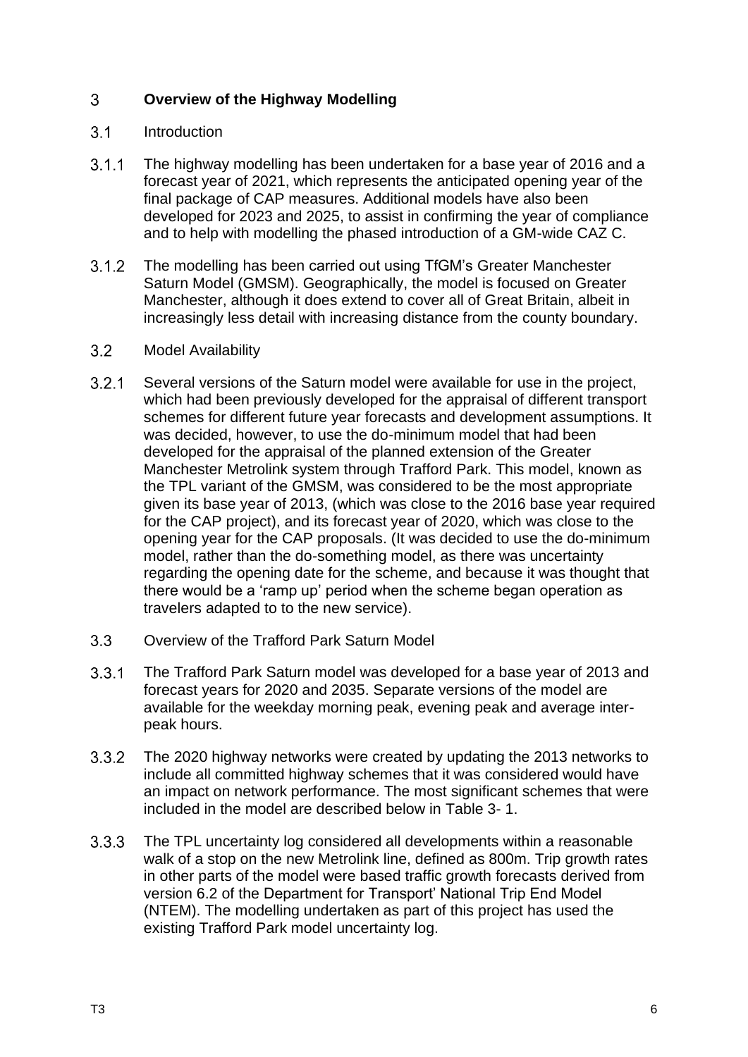# 3 Overview of the Highway Modelling

## 3.1 Introduction

3.1.1 The highway modelling has been undertaken for a base year of 2016 and a forecast year of 2021, which represents the anticipated opening year of the final package of CAP measures. Additional models have also been developed for 2023 and 2025, to assist in confirming the year of compliance and to help with modelling the phased introduction of a GM-wide CAZ C.

3.1.2 The modelling has been carried out using TfGM's Greater Manchester Saturn Model (GMSM). Geographically, the model is focused on Greater Manchester, although it does extend to cover all of Great Britain, albeit in increasingly less detail with increasing distance from the county boundary.

## 3.2 Model Availability

3.2.1 Several versions of the Saturn model were available for use in the project, which had been previously developed for the appraisal of different transport schemes for different future year forecasts and development assumptions. It was decided, however, to use the do-minimum model that had been developed for the appraisal of the planned extension of the Greater Manchester Metrolink system through Trafford Park. This model, known as the TPL variant of the GMSM, was considered to be the most appropriate given its base year of 2013, (which was close to the 2016 base year required for the CAP project), and its forecast year of 2020, which was close to the opening year for the CAP proposals. (It was decided to use the do-minimum model, rather than the do-something model, as there was uncertainty regarding the opening date for the scheme, and because it was thought that there would be a 'ramp up' period when the scheme began operation as travelers adapted to to the new service).

## 3.3 Overview of the Trafford Park Saturn Model

3.3.1 The Trafford Park Saturn model was developed for a base year of 2013 and forecast years for 2020 and 2035. Separate versions of the model are available for the weekday morning peak, evening peak and average inter-peak hours.

3.3.2 The 2020 highway networks were created by updating the 2013 networks to include all committed highway schemes that it was considered would have an impact on network performance. The most significant schemes that were included in the model are described below in Table 3- 1.

3.3.3 The TPL uncertainty log considered all developments within a reasonable walk of a stop on the new Metrolink line, defined as 800m. Trip growth rates in other parts of the model were based traffic growth forecasts derived from version 6.2 of the Department for Transport' National Trip End Model (NTEM). The modelling undertaken as part of this project has used the existing Trafford Park model uncertainty log.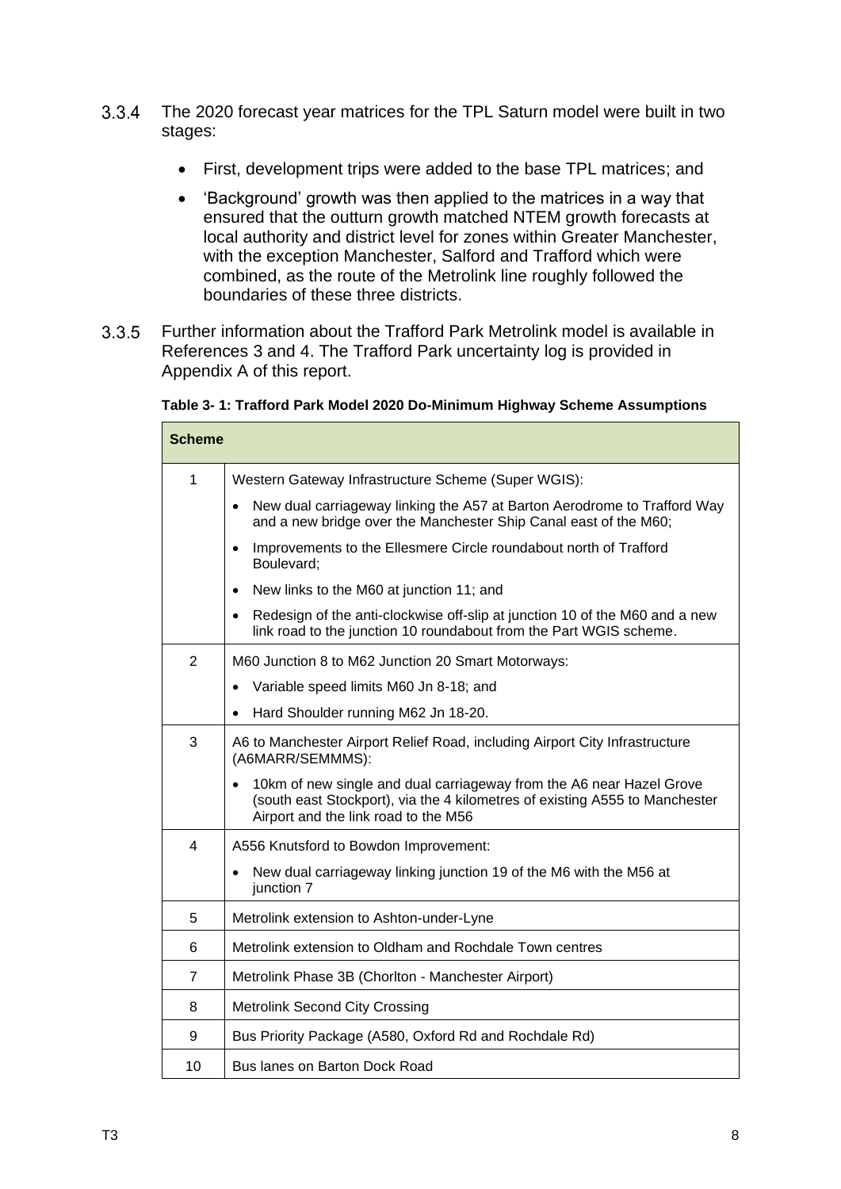3.3.4 The 2020 forecast year matrices for the TPL Saturn model were built in two stages:

- First, development trips were added to the base TPL matrices; and
- 'Background' growth was then applied to the matrices in a way that ensured that the outturn growth matched NTEM growth forecasts at local authority and district level for zones within Greater Manchester, with the exception Manchester, Salford and Trafford which were combined, as the route of the Metrolink line roughly followed the boundaries of these three districts.

3.3.5 Further information about the Trafford Park Metrolink model is available in References 3 and 4. The Trafford Park uncertainty log is provided in Appendix A of this report.

**Table 3- 1: Trafford Park Model 2020 Do-Minimum Highway Scheme Assumptions**

| Scheme | |
|---|---|
| 1 | Western Gateway Infrastructure Scheme (Super WGIS):<br>• New dual carriageway linking the A57 at Barton Aerodrome to Trafford Way and a new bridge over the Manchester Ship Canal east of the M60;<br>• Improvements to the Ellesmere Circle roundabout north of Trafford Boulevard;<br>• New links to the M60 at junction 11; and<br>• Redesign of the anti-clockwise off-slip at junction 10 of the M60 and a new link road to the junction 10 roundabout from the Part WGIS scheme. |
| 2 | M60 Junction 8 to M62 Junction 20 Smart Motorways:<br>• Variable speed limits M60 Jn 8-18; and<br>• Hard Shoulder running M62 Jn 18-20. |
| 3 | A6 to Manchester Airport Relief Road, including Airport City Infrastructure (A6MARR/SEMMMS):<br>• 10km of new single and dual carriageway from the A6 near Hazel Grove (south east Stockport), via the 4 kilometres of existing A555 to Manchester Airport and the link road to the M56 |
| 4 | A556 Knutsford to Bowdon Improvement:<br>• New dual carriageway linking junction 19 of the M6 with the M56 at junction 7 |
| 5 | Metrolink extension to Ashton-under-Lyne |
| 6 | Metrolink extension to Oldham and Rochdale Town centres |
| 7 | Metrolink Phase 3B (Chorlton - Manchester Airport) |
| 8 | Metrolink Second City Crossing |
| 9 | Bus Priority Package (A580, Oxford Rd and Rochdale Rd) |
| 10 | Bus lanes on Barton Dock Road |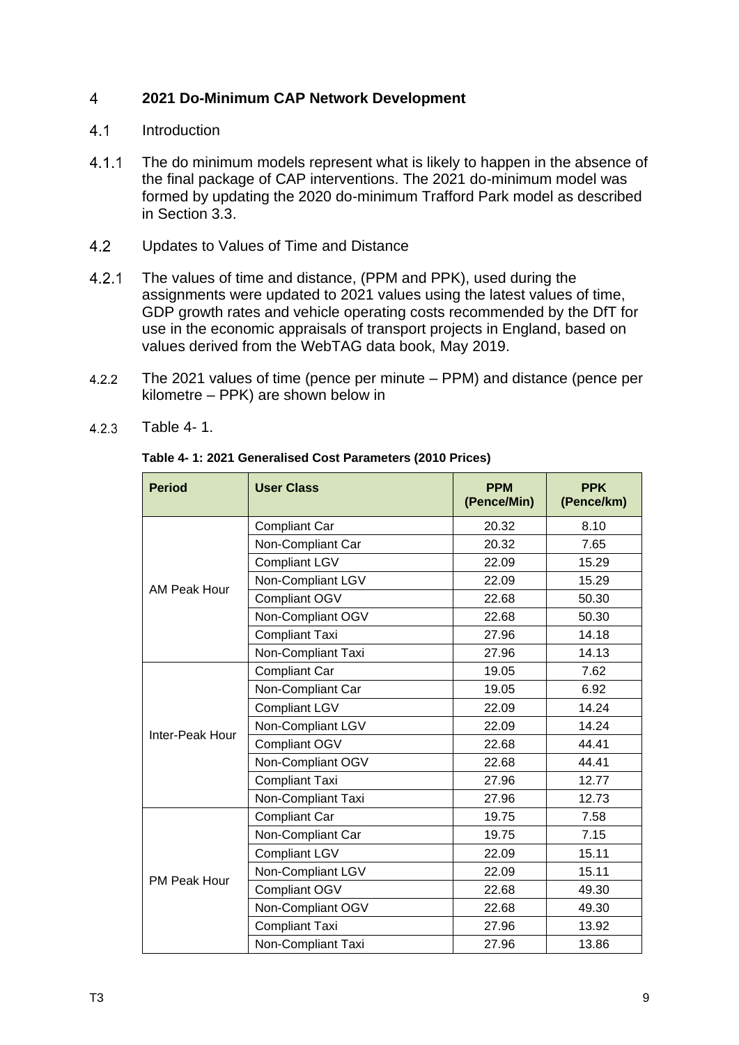# 4 2021 Do-Minimum CAP Network Development

## 4.1 Introduction

4.1.1 The do minimum models represent what is likely to happen in the absence of the final package of CAP interventions. The 2021 do-minimum model was formed by updating the 2020 do-minimum Trafford Park model as described in Section 3.3.

## 4.2 Updates to Values of Time and Distance

4.2.1 The values of time and distance, (PPM and PPK), used during the assignments were updated to 2021 values using the latest values of time, GDP growth rates and vehicle operating costs recommended by the DfT for use in the economic appraisals of transport projects in England, based on values derived from the WebTAG data book, May 2019.

4.2.2 The 2021 values of time (pence per minute – PPM) and distance (pence per kilometre – PPK) are shown below in

4.2.3 Table 4- 1.

**Table 4- 1: 2021 Generalised Cost Parameters (2010 Prices)**

| Period | User Class | PPM (Pence/Min) | PPK (Pence/km) |
|---|---|---|---|
| AM Peak Hour | Compliant Car | 20.32 | 8.10 |
| | Non-Compliant Car | 20.32 | 7.65 |
| | Compliant LGV | 22.09 | 15.29 |
| | Non-Compliant LGV | 22.09 | 15.29 |
| | Compliant OGV | 22.68 | 50.30 |
| | Non-Compliant OGV | 22.68 | 50.30 |
| | Compliant Taxi | 27.96 | 14.18 |
| | Non-Compliant Taxi | 27.96 | 14.13 |
| Inter-Peak Hour | Compliant Car | 19.05 | 7.62 |
| | Non-Compliant Car | 19.05 | 6.92 |
| | Compliant LGV | 22.09 | 14.24 |
| | Non-Compliant LGV | 22.09 | 14.24 |
| | Compliant OGV | 22.68 | 44.41 |
| | Non-Compliant OGV | 22.68 | 44.41 |
| | Compliant Taxi | 27.96 | 12.77 |
| | Non-Compliant Taxi | 27.96 | 12.73 |
| PM Peak Hour | Compliant Car | 19.75 | 7.58 |
| | Non-Compliant Car | 19.75 | 7.15 |
| | Compliant LGV | 22.09 | 15.11 |
| | Non-Compliant LGV | 22.09 | 15.11 |
| | Compliant OGV | 22.68 | 49.30 |
| | Non-Compliant OGV | 22.68 | 49.30 |
| | Compliant Taxi | 27.96 | 13.92 |
| | Non-Compliant Taxi | 27.96 | 13.86 |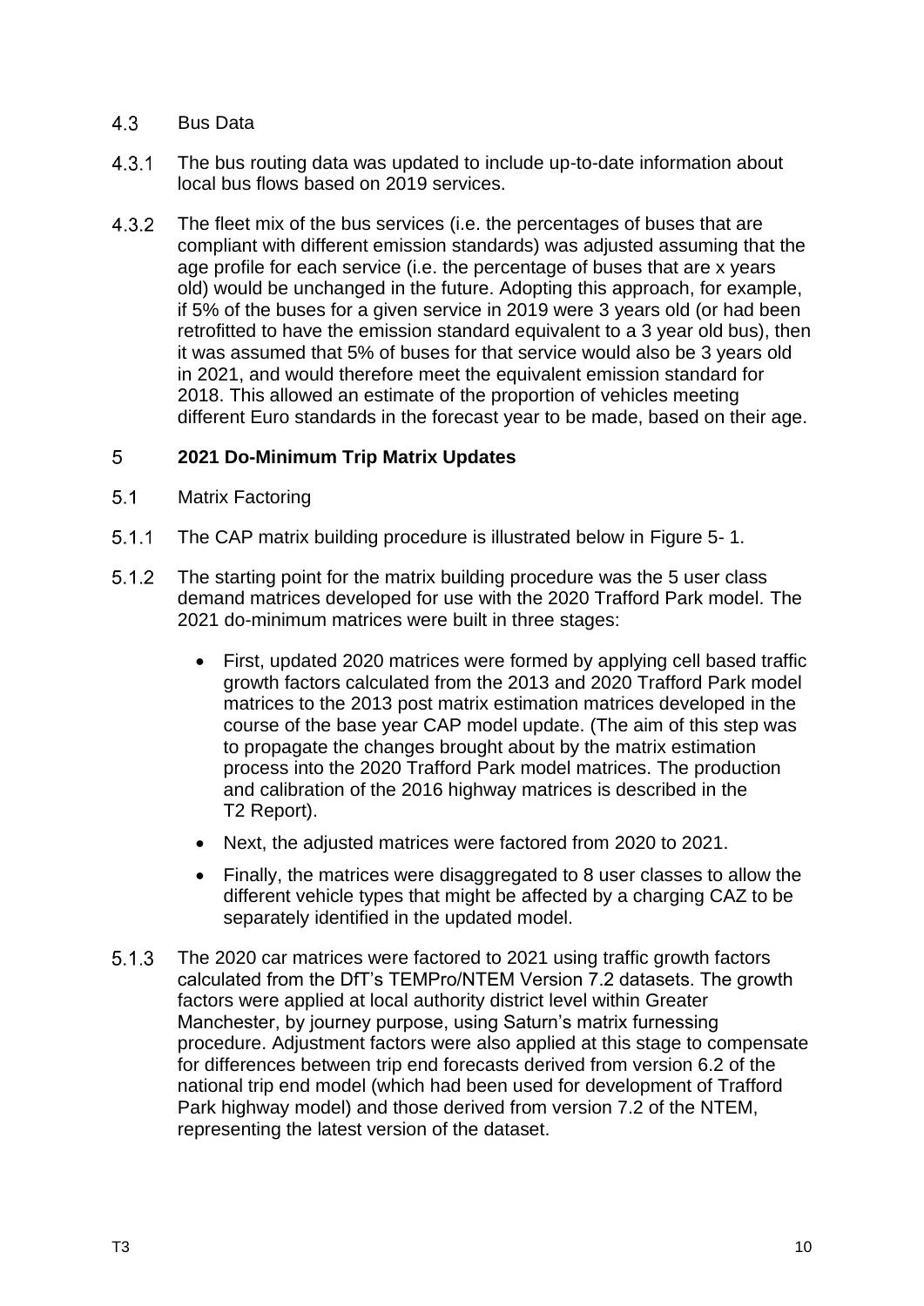### 4.3 Bus Data

4.3.1 The bus routing data was updated to include up-to-date information about local bus flows based on 2019 services.

4.3.2 The fleet mix of the bus services (i.e. the percentages of buses that are compliant with different emission standards) was adjusted assuming that the age profile for each service (i.e. the percentage of buses that are x years old) would be unchanged in the future. Adopting this approach, for example, if 5% of the buses for a given service in 2019 were 3 years old (or had been retrofitted to have the emission standard equivalent to a 3 year old bus), then it was assumed that 5% of buses for that service would also be 3 years old in 2021, and would therefore meet the equivalent emission standard for 2018. This allowed an estimate of the proportion of vehicles meeting different Euro standards in the forecast year to be made, based on their age.

## 5 2021 Do-Minimum Trip Matrix Updates

### 5.1 Matrix Factoring

5.1.1 The CAP matrix building procedure is illustrated below in Figure 5- 1.

5.1.2 The starting point for the matrix building procedure was the 5 user class demand matrices developed for use with the 2020 Trafford Park model. The 2021 do-minimum matrices were built in three stages:

- First, updated 2020 matrices were formed by applying cell based traffic growth factors calculated from the 2013 and 2020 Trafford Park model matrices to the 2013 post matrix estimation matrices developed in the course of the base year CAP model update. (The aim of this step was to propagate the changes brought about by the matrix estimation process into the 2020 Trafford Park model matrices. The production and calibration of the 2016 highway matrices is described in the T2 Report).
- Next, the adjusted matrices were factored from 2020 to 2021.
- Finally, the matrices were disaggregated to 8 user classes to allow the different vehicle types that might be affected by a charging CAZ to be separately identified in the updated model.

5.1.3 The 2020 car matrices were factored to 2021 using traffic growth factors calculated from the DfT's TEMPro/NTEM Version 7.2 datasets. The growth factors were applied at local authority district level within Greater Manchester, by journey purpose, using Saturn's matrix furnessing procedure. Adjustment factors were also applied at this stage to compensate for differences between trip end forecasts derived from version 6.2 of the national trip end model (which had been used for development of Trafford Park highway model) and those derived from version 7.2 of the NTEM, representing the latest version of the dataset.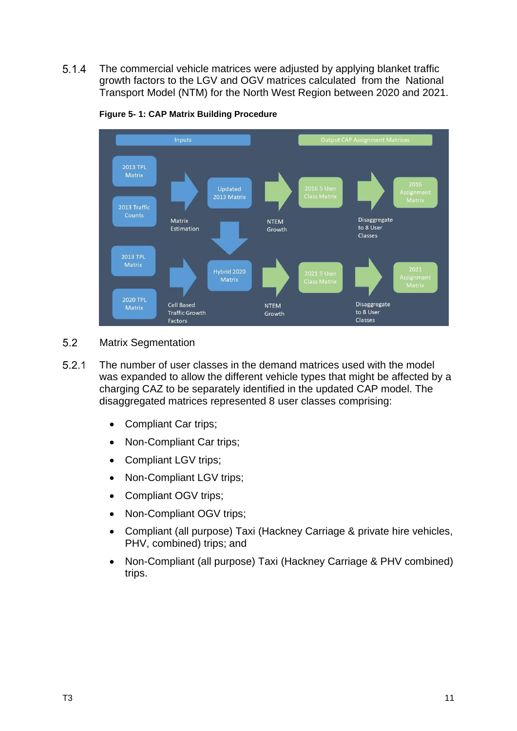5.1.4 The commercial vehicle matrices were adjusted by applying blanket traffic growth factors to the LGV and OGV matrices calculated from the National Transport Model (NTM) for the North West Region between 2020 and 2021.

**Figure 5- 1: CAP Matrix Building Procedure**

## 5.2 Matrix Segmentation

5.2.1 The number of user classes in the demand matrices used with the model was expanded to allow the different vehicle types that might be affected by a charging CAZ to be separately identified in the updated CAP model. The disaggregated matrices represented 8 user classes comprising:

- Compliant Car trips;
- Non-Compliant Car trips;
- Compliant LGV trips;
- Non-Compliant LGV trips;
- Compliant OGV trips;
- Non-Compliant OGV trips;
- Compliant (all purpose) Taxi (Hackney Carriage & private hire vehicles, PHV, combined) trips; and
- Non-Compliant (all purpose) Taxi (Hackney Carriage & PHV combined) trips.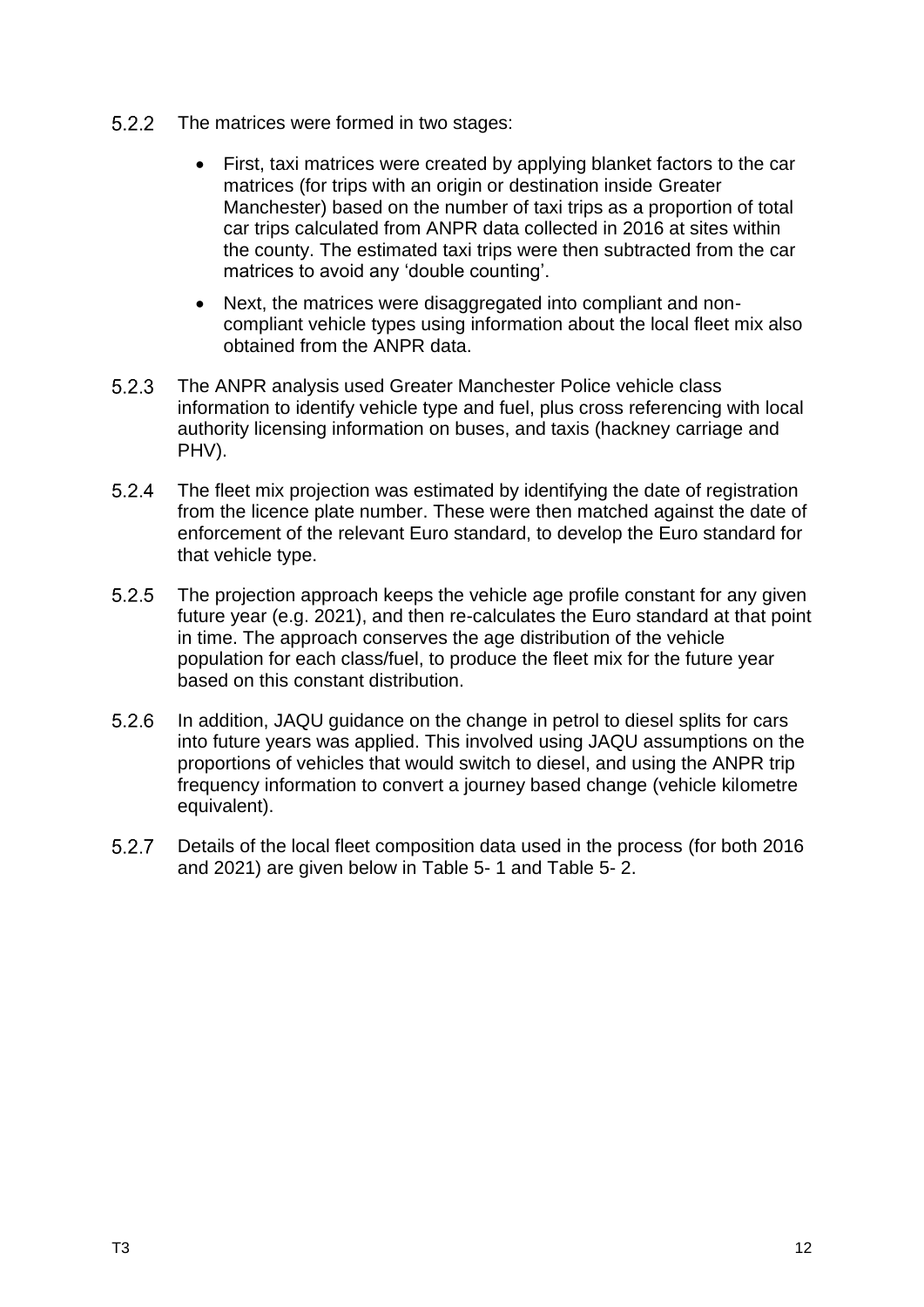5.2.2 The matrices were formed in two stages:

- First, taxi matrices were created by applying blanket factors to the car matrices (for trips with an origin or destination inside Greater Manchester) based on the number of taxi trips as a proportion of total car trips calculated from ANPR data collected in 2016 at sites within the county. The estimated taxi trips were then subtracted from the car matrices to avoid any 'double counting'.
- Next, the matrices were disaggregated into compliant and non-compliant vehicle types using information about the local fleet mix also obtained from the ANPR data.

5.2.3 The ANPR analysis used Greater Manchester Police vehicle class information to identify vehicle type and fuel, plus cross referencing with local authority licensing information on buses, and taxis (hackney carriage and PHV).

5.2.4 The fleet mix projection was estimated by identifying the date of registration from the licence plate number. These were then matched against the date of enforcement of the relevant Euro standard, to develop the Euro standard for that vehicle type.

5.2.5 The projection approach keeps the vehicle age profile constant for any given future year (e.g. 2021), and then re-calculates the Euro standard at that point in time. The approach conserves the age distribution of the vehicle population for each class/fuel, to produce the fleet mix for the future year based on this constant distribution.

5.2.6 In addition, JAQU guidance on the change in petrol to diesel splits for cars into future years was applied. This involved using JAQU assumptions on the proportions of vehicles that would switch to diesel, and using the ANPR trip frequency information to convert a journey based change (vehicle kilometre equivalent).

5.2.7 Details of the local fleet composition data used in the process (for both 2016 and 2021) are given below in Table 5- 1 and Table 5- 2.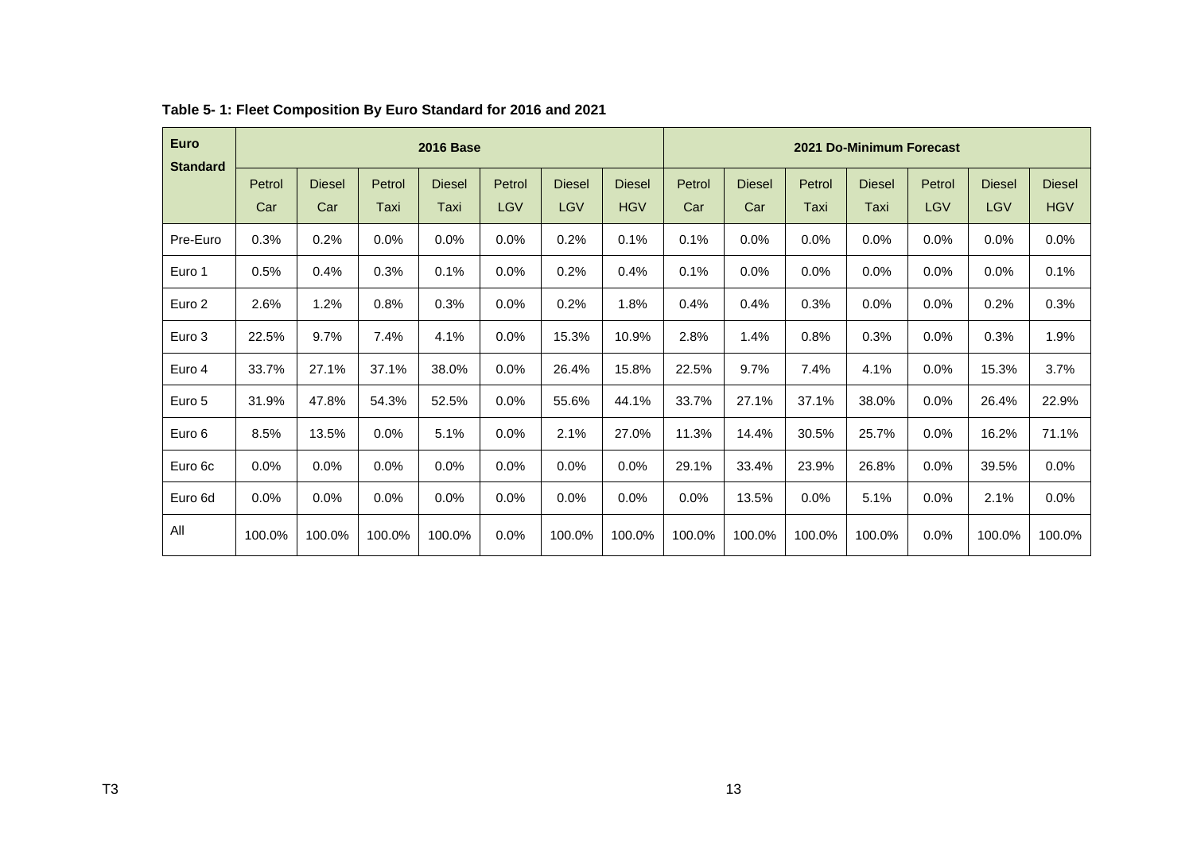**Table 5- 1: Fleet Composition By Euro Standard for 2016 and 2021**

| Euro Standard | 2016 Base | | | | | | | 2021 Do-Minimum Forecast | | | | | | |
|---|---|---|---|---|---|---|---|---|---|---|---|---|---|---|
| | Petrol Car | Diesel Car | Petrol Taxi | Diesel Taxi | Petrol LGV | Diesel LGV | Diesel HGV | Petrol Car | Diesel Car | Petrol Taxi | Diesel Taxi | Petrol LGV | Diesel LGV | Diesel HGV |
| Pre-Euro | 0.3% | 0.2% | 0.0% | 0.0% | 0.0% | 0.2% | 0.1% | 0.1% | 0.0% | 0.0% | 0.0% | 0.0% | 0.0% | 0.0% |
| Euro 1 | 0.5% | 0.4% | 0.3% | 0.1% | 0.0% | 0.2% | 0.4% | 0.1% | 0.0% | 0.0% | 0.0% | 0.0% | 0.0% | 0.1% |
| Euro 2 | 2.6% | 1.2% | 0.8% | 0.3% | 0.0% | 0.2% | 1.8% | 0.4% | 0.4% | 0.3% | 0.0% | 0.0% | 0.2% | 0.3% |
| Euro 3 | 22.5% | 9.7% | 7.4% | 4.1% | 0.0% | 15.3% | 10.9% | 2.8% | 1.4% | 0.8% | 0.3% | 0.0% | 0.3% | 1.9% |
| Euro 4 | 33.7% | 27.1% | 37.1% | 38.0% | 0.0% | 26.4% | 15.8% | 22.5% | 9.7% | 7.4% | 4.1% | 0.0% | 15.3% | 3.7% |
| Euro 5 | 31.9% | 47.8% | 54.3% | 52.5% | 0.0% | 55.6% | 44.1% | 33.7% | 27.1% | 37.1% | 38.0% | 0.0% | 26.4% | 22.9% |
| Euro 6 | 8.5% | 13.5% | 0.0% | 5.1% | 0.0% | 2.1% | 27.0% | 11.3% | 14.4% | 30.5% | 25.7% | 0.0% | 16.2% | 71.1% |
| Euro 6c | 0.0% | 0.0% | 0.0% | 0.0% | 0.0% | 0.0% | 0.0% | 29.1% | 33.4% | 23.9% | 26.8% | 0.0% | 39.5% | 0.0% |
| Euro 6d | 0.0% | 0.0% | 0.0% | 0.0% | 0.0% | 0.0% | 0.0% | 0.0% | 13.5% | 0.0% | 5.1% | 0.0% | 2.1% | 0.0% |
| All | 100.0% | 100.0% | 100.0% | 100.0% | 0.0% | 100.0% | 100.0% | 100.0% | 100.0% | 100.0% | 100.0% | 0.0% | 100.0% | 100.0% |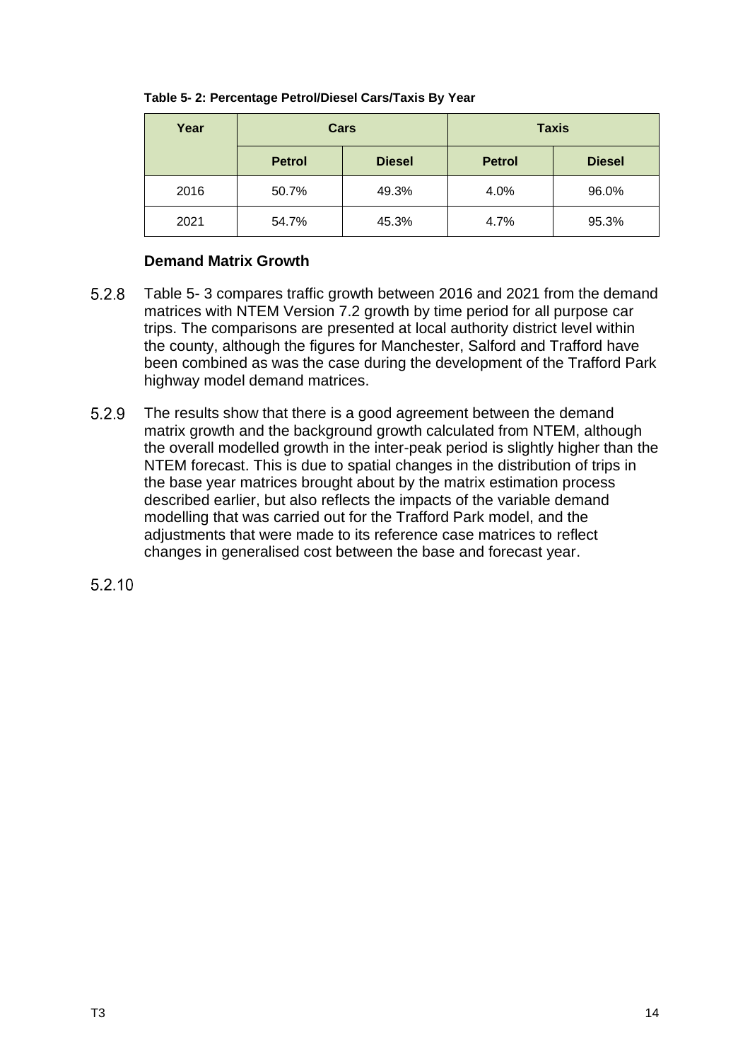**Table 5- 2: Percentage Petrol/Diesel Cars/Taxis By Year**

| Year | Cars | | Taxis | |
|---|---|---|---|---|
| | Petrol | Diesel | Petrol | Diesel |
| 2016 | 50.7% | 49.3% | 4.0% | 96.0% |
| 2021 | 54.7% | 45.3% | 4.7% | 95.3% |

### Demand Matrix Growth

5.2.8 Table 5- 3 compares traffic growth between 2016 and 2021 from the demand matrices with NTEM Version 7.2 growth by time period for all purpose car trips. The comparisons are presented at local authority district level within the county, although the figures for Manchester, Salford and Trafford have been combined as was the case during the development of the Trafford Park highway model demand matrices.

5.2.9 The results show that there is a good agreement between the demand matrix growth and the background growth calculated from NTEM, although the overall modelled growth in the inter-peak period is slightly higher than the NTEM forecast. This is due to spatial changes in the distribution of trips in the base year matrices brought about by the matrix estimation process described earlier, but also reflects the impacts of the variable demand modelling that was carried out for the Trafford Park model, and the adjustments that were made to its reference case matrices to reflect changes in generalised cost between the base and forecast year.

5.2.10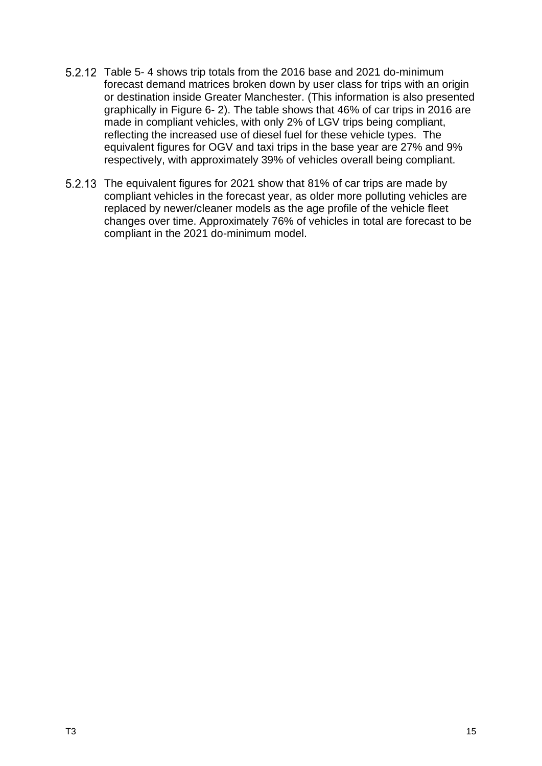5.2.12 Table 5- 4 shows trip totals from the 2016 base and 2021 do-minimum forecast demand matrices broken down by user class for trips with an origin or destination inside Greater Manchester. (This information is also presented graphically in Figure 6- 2). The table shows that 46% of car trips in 2016 are made in compliant vehicles, with only 2% of LGV trips being compliant, reflecting the increased use of diesel fuel for these vehicle types. The equivalent figures for OGV and taxi trips in the base year are 27% and 9% respectively, with approximately 39% of vehicles overall being compliant.

5.2.13 The equivalent figures for 2021 show that 81% of car trips are made by compliant vehicles in the forecast year, as older more polluting vehicles are replaced by newer/cleaner models as the age profile of the vehicle fleet changes over time. Approximately 76% of vehicles in total are forecast to be compliant in the 2021 do-minimum model.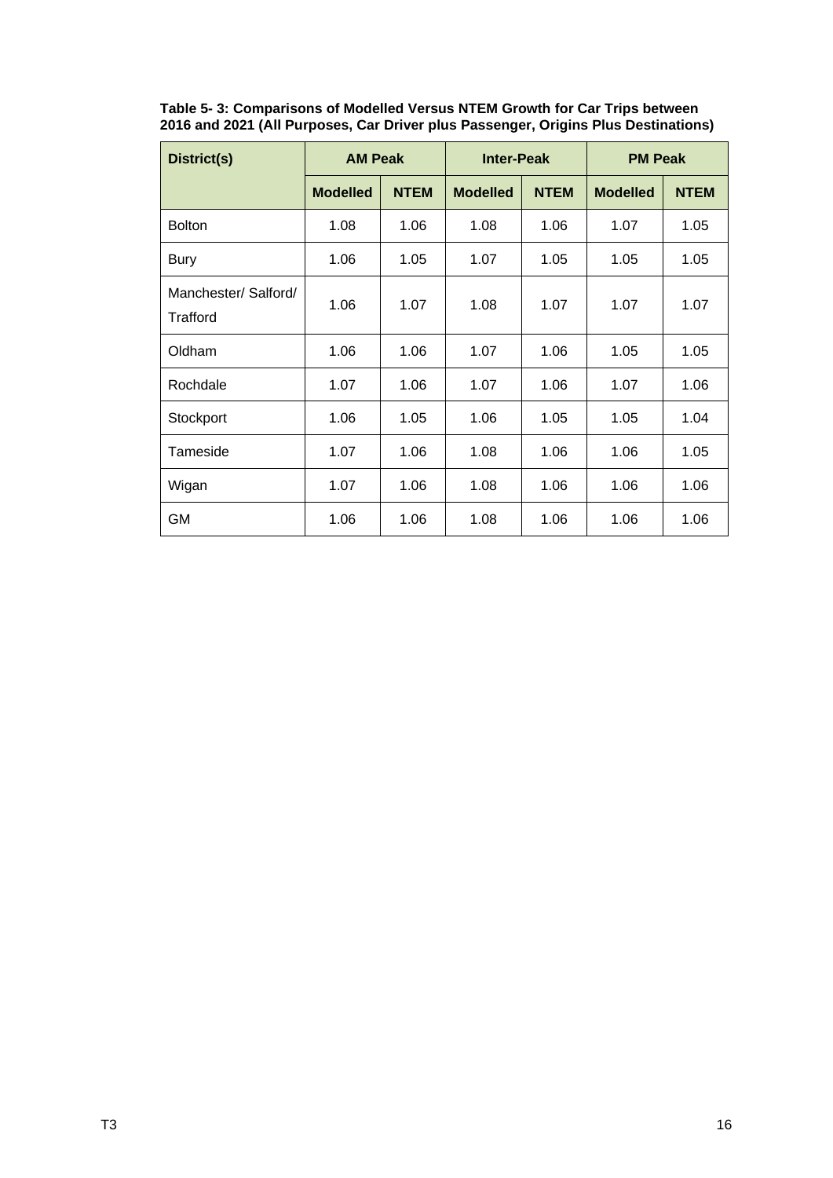**Table 5- 3: Comparisons of Modelled Versus NTEM Growth for Car Trips between 2016 and 2021 (All Purposes, Car Driver plus Passenger, Origins Plus Destinations)**

| District(s) | AM Peak | | Inter-Peak | | PM Peak | |
|---|---|---|---|---|---|---|
| | **Modelled** | **NTEM** | **Modelled** | **NTEM** | **Modelled** | **NTEM** |
| Bolton | 1.08 | 1.06 | 1.08 | 1.06 | 1.07 | 1.05 |
| Bury | 1.06 | 1.05 | 1.07 | 1.05 | 1.05 | 1.05 |
| Manchester/ Salford/ Trafford | 1.06 | 1.07 | 1.08 | 1.07 | 1.07 | 1.07 |
| Oldham | 1.06 | 1.06 | 1.07 | 1.06 | 1.05 | 1.05 |
| Rochdale | 1.07 | 1.06 | 1.07 | 1.06 | 1.07 | 1.06 |
| Stockport | 1.06 | 1.05 | 1.06 | 1.05 | 1.05 | 1.04 |
| Tameside | 1.07 | 1.06 | 1.08 | 1.06 | 1.06 | 1.05 |
| Wigan | 1.07 | 1.06 | 1.08 | 1.06 | 1.06 | 1.06 |
| GM | 1.06 | 1.06 | 1.08 | 1.06 | 1.06 | 1.06 |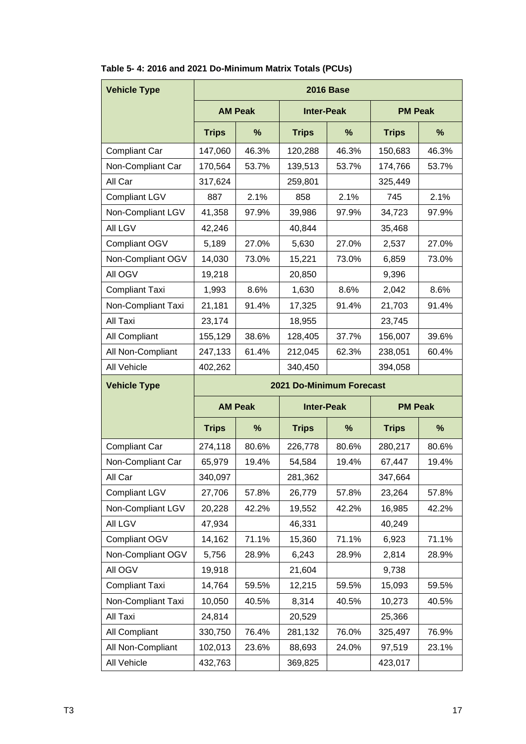**Table 5- 4: 2016 and 2021 Do-Minimum Matrix Totals (PCUs)**

| Vehicle Type | 2016 Base | | | | | |
|---|---|---|---|---|---|---|
| | AM Peak | | Inter-Peak | | PM Peak | |
| | Trips | % | Trips | % | Trips | % |
| Compliant Car | 147,060 | 46.3% | 120,288 | 46.3% | 150,683 | 46.3% |
| Non-Compliant Car | 170,564 | 53.7% | 139,513 | 53.7% | 174,766 | 53.7% |
| All Car | 317,624 | | 259,801 | | 325,449 | |
| Compliant LGV | 887 | 2.1% | 858 | 2.1% | 745 | 2.1% |
| Non-Compliant LGV | 41,358 | 97.9% | 39,986 | 97.9% | 34,723 | 97.9% |
| All LGV | 42,246 | | 40,844 | | 35,468 | |
| Compliant OGV | 5,189 | 27.0% | 5,630 | 27.0% | 2,537 | 27.0% |
| Non-Compliant OGV | 14,030 | 73.0% | 15,221 | 73.0% | 6,859 | 73.0% |
| All OGV | 19,218 | | 20,850 | | 9,396 | |
| Compliant Taxi | 1,993 | 8.6% | 1,630 | 8.6% | 2,042 | 8.6% |
| Non-Compliant Taxi | 21,181 | 91.4% | 17,325 | 91.4% | 21,703 | 91.4% |
| All Taxi | 23,174 | | 18,955 | | 23,745 | |
| All Compliant | 155,129 | 38.6% | 128,405 | 37.7% | 156,007 | 39.6% |
| All Non-Compliant | 247,133 | 61.4% | 212,045 | 62.3% | 238,051 | 60.4% |
| All Vehicle | 402,262 | | 340,450 | | 394,058 | |
| **Vehicle Type** | **2021 Do-Minimum Forecast** | | | | | |
| | **AM Peak** | | **Inter-Peak** | | **PM Peak** | |
| | **Trips** | **%** | **Trips** | **%** | **Trips** | **%** |
| Compliant Car | 274,118 | 80.6% | 226,778 | 80.6% | 280,217 | 80.6% |
| Non-Compliant Car | 65,979 | 19.4% | 54,584 | 19.4% | 67,447 | 19.4% |
| All Car | 340,097 | | 281,362 | | 347,664 | |
| Compliant LGV | 27,706 | 57.8% | 26,779 | 57.8% | 23,264 | 57.8% |
| Non-Compliant LGV | 20,228 | 42.2% | 19,552 | 42.2% | 16,985 | 42.2% |
| All LGV | 47,934 | | 46,331 | | 40,249 | |
| Compliant OGV | 14,162 | 71.1% | 15,360 | 71.1% | 6,923 | 71.1% |
| Non-Compliant OGV | 5,756 | 28.9% | 6,243 | 28.9% | 2,814 | 28.9% |
| All OGV | 19,918 | | 21,604 | | 9,738 | |
| Compliant Taxi | 14,764 | 59.5% | 12,215 | 59.5% | 15,093 | 59.5% |
| Non-Compliant Taxi | 10,050 | 40.5% | 8,314 | 40.5% | 10,273 | 40.5% |
| All Taxi | 24,814 | | 20,529 | | 25,366 | |
| All Compliant | 330,750 | 76.4% | 281,132 | 76.0% | 325,497 | 76.9% |
| All Non-Compliant | 102,013 | 23.6% | 88,693 | 24.0% | 97,519 | 23.1% |
| All Vehicle | 432,763 | | 369,825 | | 423,017 | |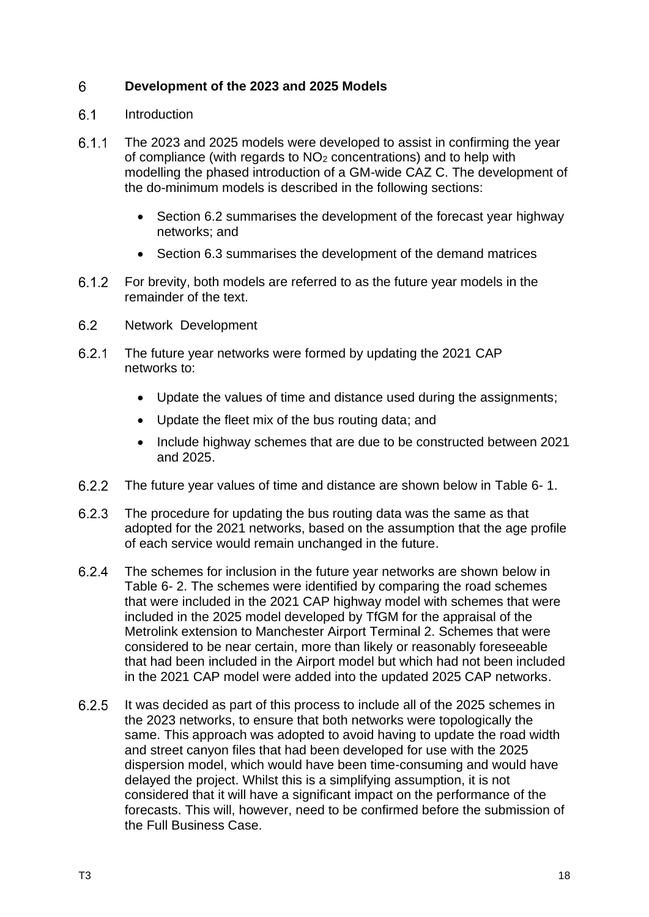# 6 Development of the 2023 and 2025 Models

## 6.1 Introduction

6.1.1 The 2023 and 2025 models were developed to assist in confirming the year of compliance (with regards to $NO_2$ concentrations) and to help with modelling the phased introduction of a GM-wide CAZ C. The development of the do-minimum models is described in the following sections:

- Section 6.2 summarises the development of the forecast year highway networks; and
- Section 6.3 summarises the development of the demand matrices

6.1.2 For brevity, both models are referred to as the future year models in the remainder of the text.

## 6.2 Network Development

6.2.1 The future year networks were formed by updating the 2021 CAP networks to:

- Update the values of time and distance used during the assignments;
- Update the fleet mix of the bus routing data; and
- Include highway schemes that are due to be constructed between 2021 and 2025.

6.2.2 The future year values of time and distance are shown below in Table 6- 1.

6.2.3 The procedure for updating the bus routing data was the same as that adopted for the 2021 networks, based on the assumption that the age profile of each service would remain unchanged in the future.

6.2.4 The schemes for inclusion in the future year networks are shown below in Table 6- 2. The schemes were identified by comparing the road schemes that were included in the 2021 CAP highway model with schemes that were included in the 2025 model developed by TfGM for the appraisal of the Metrolink extension to Manchester Airport Terminal 2. Schemes that were considered to be near certain, more than likely or reasonably foreseeable that had been included in the Airport model but which had not been included in the 2021 CAP model were added into the updated 2025 CAP networks.

6.2.5 It was decided as part of this process to include all of the 2025 schemes in the 2023 networks, to ensure that both networks were topologically the same. This approach was adopted to avoid having to update the road width and street canyon files that had been developed for use with the 2025 dispersion model, which would have been time-consuming and would have delayed the project. Whilst this is a simplifying assumption, it is not considered that it will have a significant impact on the performance of the forecasts. This will, however, need to be confirmed before the submission of the Full Business Case.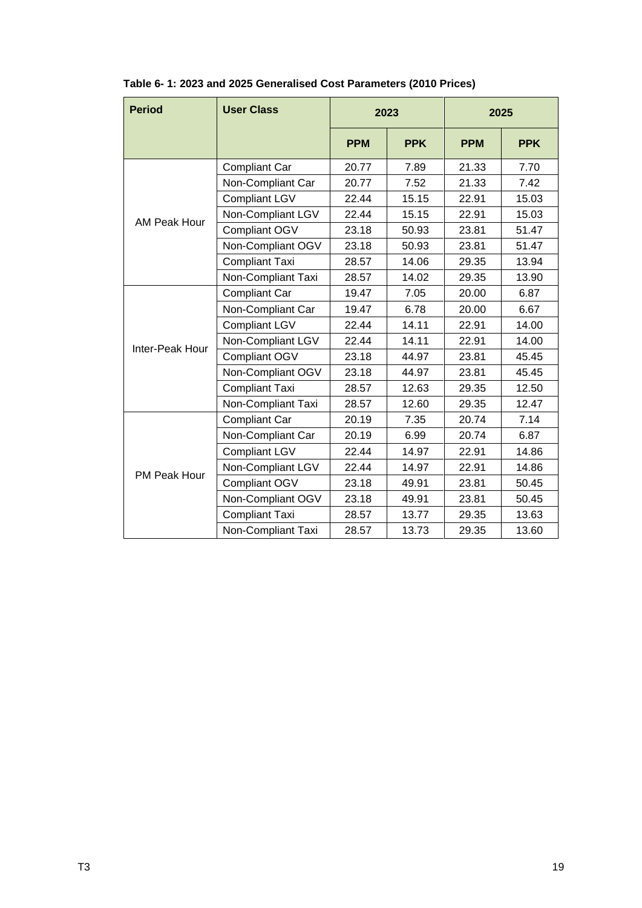**Table 6- 1: 2023 and 2025 Generalised Cost Parameters (2010 Prices)**

| Period | User Class | 2023 | | 2025 | |
|---|---|---|---|---|---|
| | | PPM | PPK | PPM | PPK |
| AM Peak Hour | Compliant Car | 20.77 | 7.89 | 21.33 | 7.70 |
| | Non-Compliant Car | 20.77 | 7.52 | 21.33 | 7.42 |
| | Compliant LGV | 22.44 | 15.15 | 22.91 | 15.03 |
| | Non-Compliant LGV | 22.44 | 15.15 | 22.91 | 15.03 |
| | Compliant OGV | 23.18 | 50.93 | 23.81 | 51.47 |
| | Non-Compliant OGV | 23.18 | 50.93 | 23.81 | 51.47 |
| | Compliant Taxi | 28.57 | 14.06 | 29.35 | 13.94 |
| | Non-Compliant Taxi | 28.57 | 14.02 | 29.35 | 13.90 |
| Inter-Peak Hour | Compliant Car | 19.47 | 7.05 | 20.00 | 6.87 |
| | Non-Compliant Car | 19.47 | 6.78 | 20.00 | 6.67 |
| | Compliant LGV | 22.44 | 14.11 | 22.91 | 14.00 |
| | Non-Compliant LGV | 22.44 | 14.11 | 22.91 | 14.00 |
| | Compliant OGV | 23.18 | 44.97 | 23.81 | 45.45 |
| | Non-Compliant OGV | 23.18 | 44.97 | 23.81 | 45.45 |
| | Compliant Taxi | 28.57 | 12.63 | 29.35 | 12.50 |
| | Non-Compliant Taxi | 28.57 | 12.60 | 29.35 | 12.47 |
| PM Peak Hour | Compliant Car | 20.19 | 7.35 | 20.74 | 7.14 |
| | Non-Compliant Car | 20.19 | 6.99 | 20.74 | 6.87 |
| | Compliant LGV | 22.44 | 14.97 | 22.91 | 14.86 |
| | Non-Compliant LGV | 22.44 | 14.97 | 22.91 | 14.86 |
| | Compliant OGV | 23.18 | 49.91 | 23.81 | 50.45 |
| | Non-Compliant OGV | 23.18 | 49.91 | 23.81 | 50.45 |
| | Compliant Taxi | 28.57 | 13.77 | 29.35 | 13.63 |
| | Non-Compliant Taxi | 28.57 | 13.73 | 29.35 | 13.60 |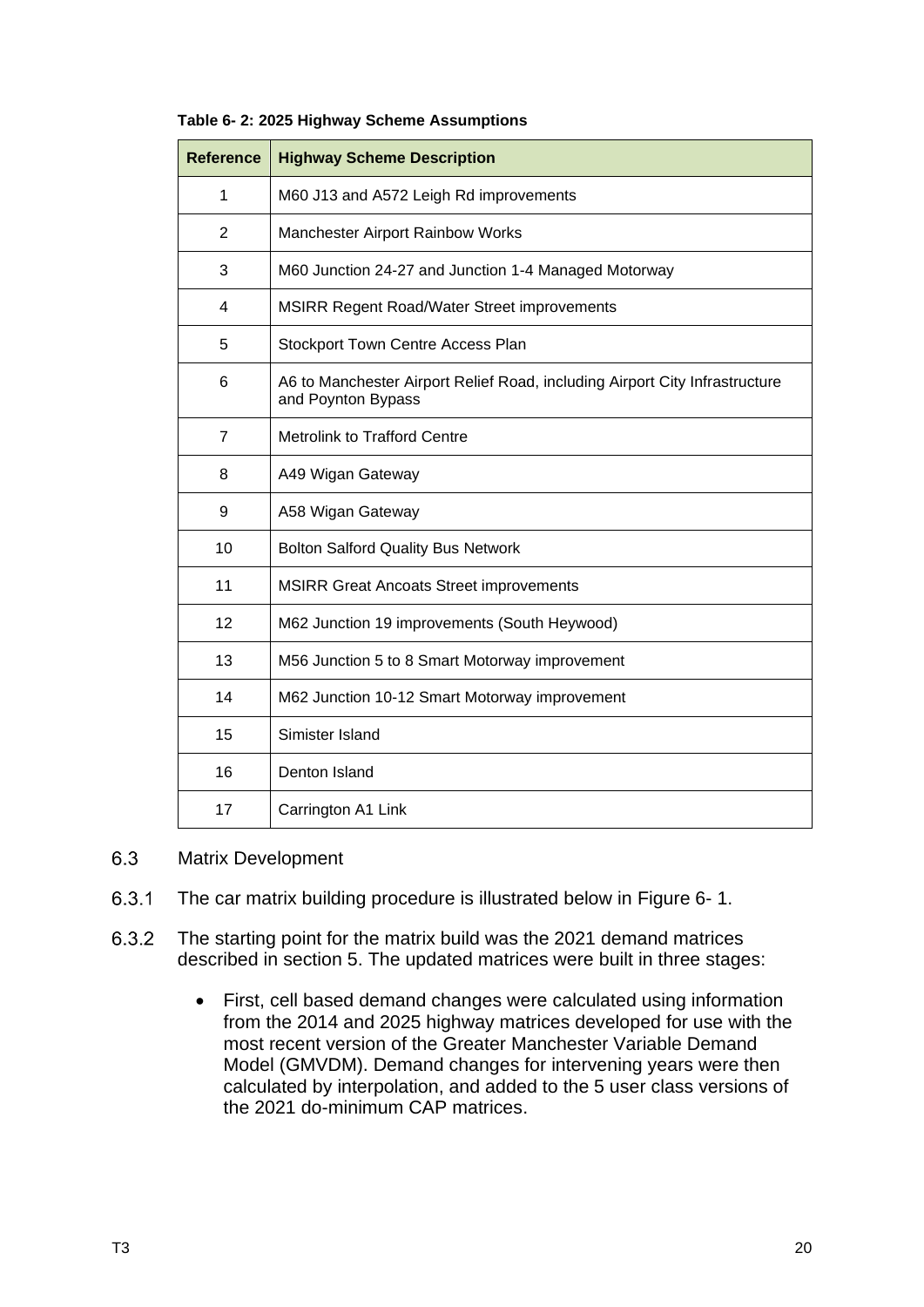**Table 6- 2: 2025 Highway Scheme Assumptions**

| Reference | Highway Scheme Description |
|---|---|
| 1 | M60 J13 and A572 Leigh Rd improvements |
| 2 | Manchester Airport Rainbow Works |
| 3 | M60 Junction 24-27 and Junction 1-4 Managed Motorway |
| 4 | MSIRR Regent Road/Water Street improvements |
| 5 | Stockport Town Centre Access Plan |
| 6 | A6 to Manchester Airport Relief Road, including Airport City Infrastructure and Poynton Bypass |
| 7 | Metrolink to Trafford Centre |
| 8 | A49 Wigan Gateway |
| 9 | A58 Wigan Gateway |
| 10 | Bolton Salford Quality Bus Network |
| 11 | MSIRR Great Ancoats Street improvements |
| 12 | M62 Junction 19 improvements (South Heywood) |
| 13 | M56 Junction 5 to 8 Smart Motorway improvement |
| 14 | M62 Junction 10-12 Smart Motorway improvement |
| 15 | Simister Island |
| 16 | Denton Island |
| 17 | Carrington A1 Link |

## 6.3 Matrix Development

6.3.1 The car matrix building procedure is illustrated below in Figure 6- 1.

6.3.2 The starting point for the matrix build was the 2021 demand matrices described in section 5. The updated matrices were built in three stages:

- First, cell based demand changes were calculated using information from the 2014 and 2025 highway matrices developed for use with the most recent version of the Greater Manchester Variable Demand Model (GMVDM). Demand changes for intervening years were then calculated by interpolation, and added to the 5 user class versions of the 2021 do-minimum CAP matrices.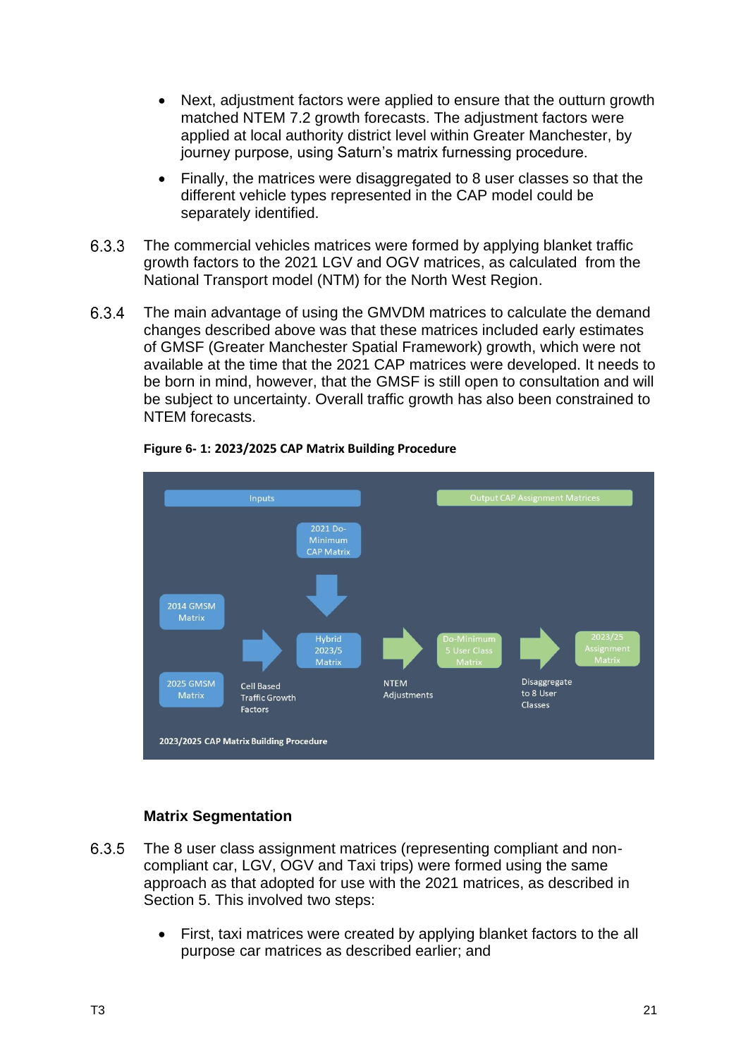- Next, adjustment factors were applied to ensure that the outturn growth matched NTEM 7.2 growth forecasts. The adjustment factors were applied at local authority district level within Greater Manchester, by journey purpose, using Saturn's matrix furnessing procedure.
- Finally, the matrices were disaggregated to 8 user classes so that the different vehicle types represented in the CAP model could be separately identified.

6.3.3 The commercial vehicles matrices were formed by applying blanket traffic growth factors to the 2021 LGV and OGV matrices, as calculated from the National Transport model (NTM) for the North West Region.

6.3.4 The main advantage of using the GMVDM matrices to calculate the demand changes described above was that these matrices included early estimates of GMSF (Greater Manchester Spatial Framework) growth, which were not available at the time that the 2021 CAP matrices were developed. It needs to be born in mind, however, that the GMSF is still open to consultation and will be subject to uncertainty. Overall traffic growth has also been constrained to NTEM forecasts.

**Figure 6- 1: 2023/2025 CAP Matrix Building Procedure**

### Matrix Segmentation

6.3.5 The 8 user class assignment matrices (representing compliant and non-compliant car, LGV, OGV and Taxi trips) were formed using the same approach as that adopted for use with the 2021 matrices, as described in Section 5. This involved two steps:

- First, taxi matrices were created by applying blanket factors to the all purpose car matrices as described earlier; and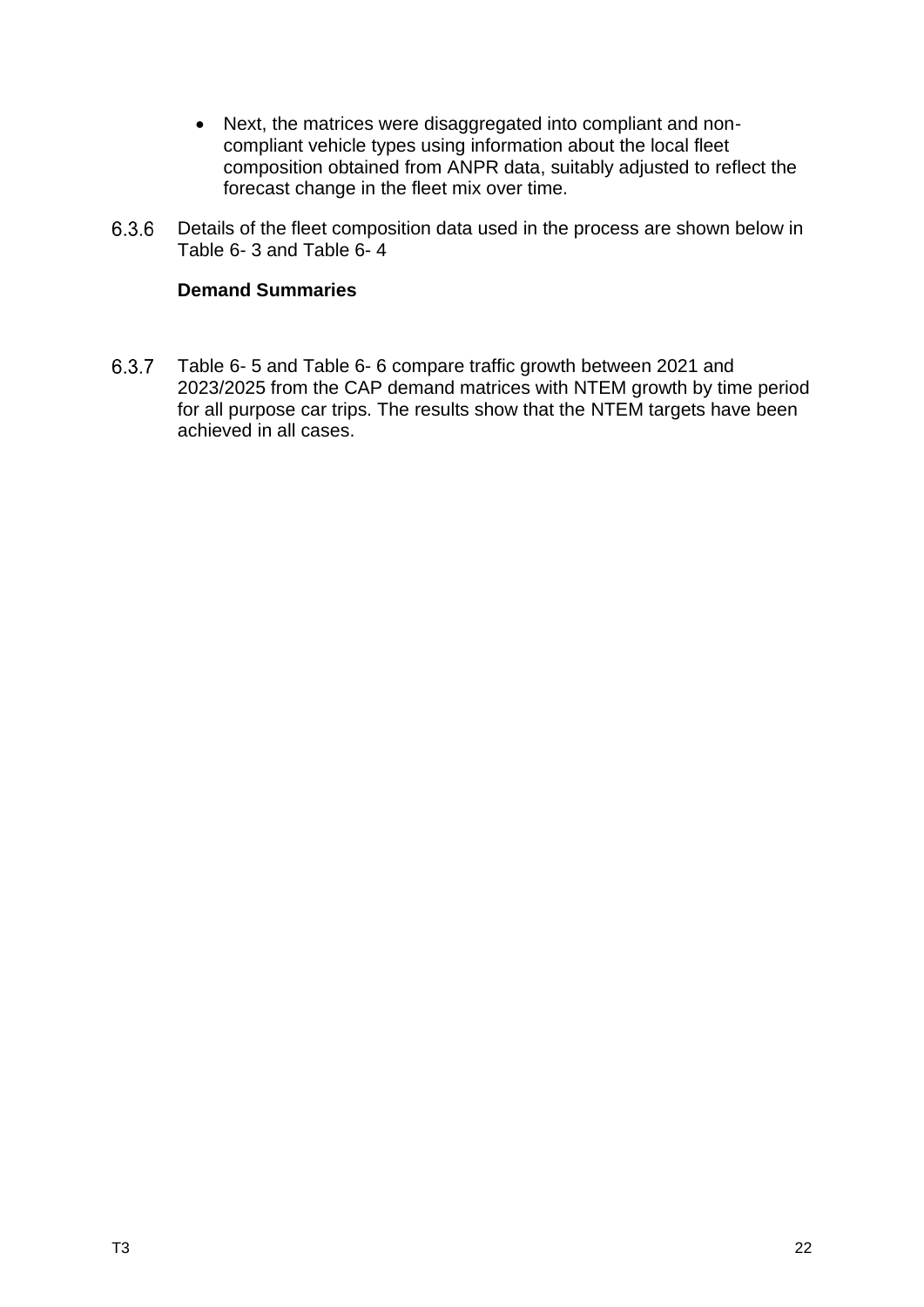- Next, the matrices were disaggregated into compliant and non-compliant vehicle types using information about the local fleet composition obtained from ANPR data, suitably adjusted to reflect the forecast change in the fleet mix over time.

6.3.6 Details of the fleet composition data used in the process are shown below in Table 6- 3 and Table 6- 4

**Demand Summaries**

6.3.7 Table 6- 5 and Table 6- 6 compare traffic growth between 2021 and 2023/2025 from the CAP demand matrices with NTEM growth by time period for all purpose car trips. The results show that the NTEM targets have been achieved in all cases.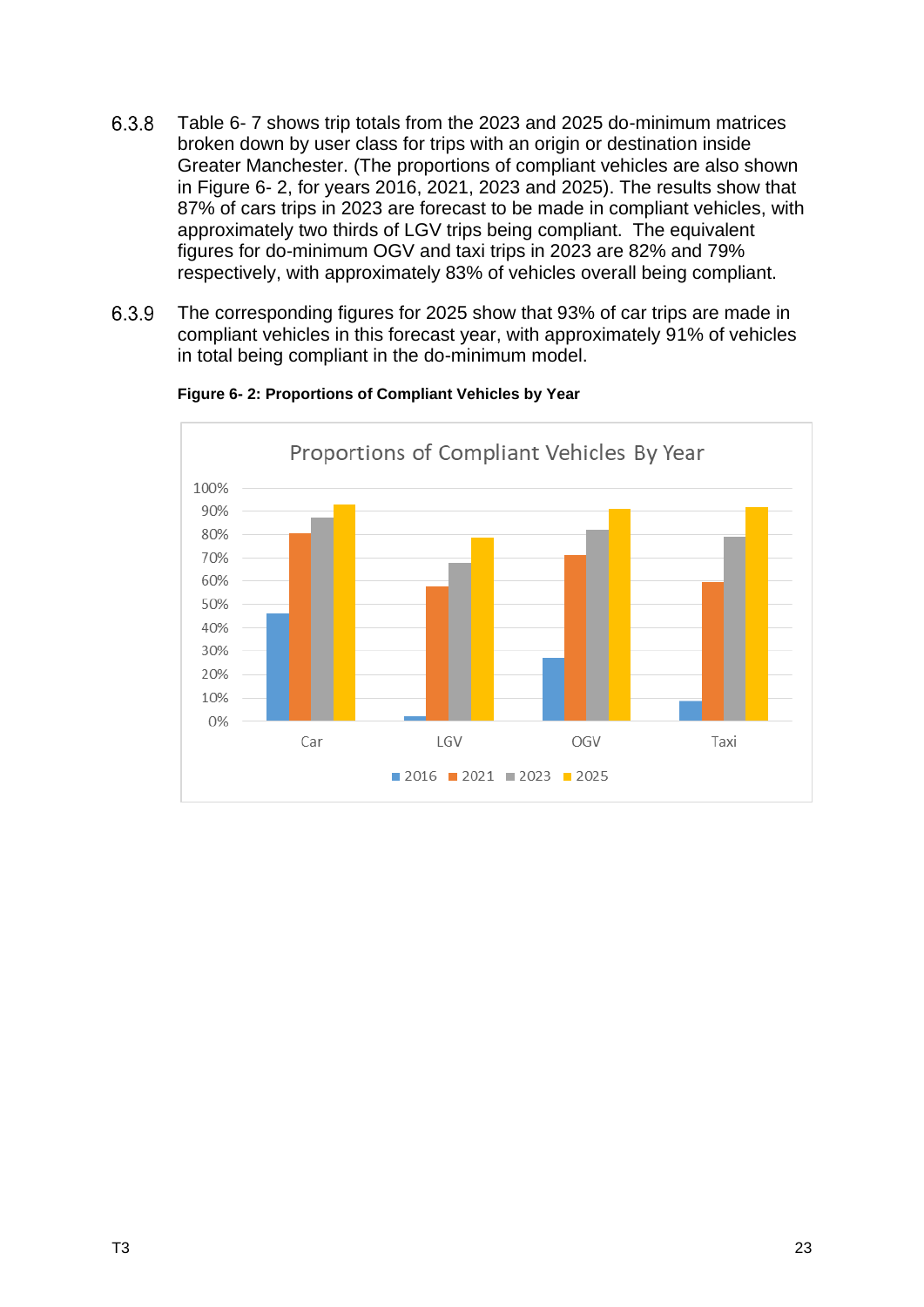6.3.8 Table 6- 7 shows trip totals from the 2023 and 2025 do-minimum matrices broken down by user class for trips with an origin or destination inside Greater Manchester. (The proportions of compliant vehicles are also shown in Figure 6- 2, for years 2016, 2021, 2023 and 2025). The results show that 87% of cars trips in 2023 are forecast to be made in compliant vehicles, with approximately two thirds of LGV trips being compliant. The equivalent figures for do-minimum OGV and taxi trips in 2023 are 82% and 79% respectively, with approximately 83% of vehicles overall being compliant.

6.3.9 The corresponding figures for 2025 show that 93% of car trips are made in compliant vehicles in this forecast year, with approximately 91% of vehicles in total being compliant in the do-minimum model.

**Figure 6- 2: Proportions of Compliant Vehicles by Year**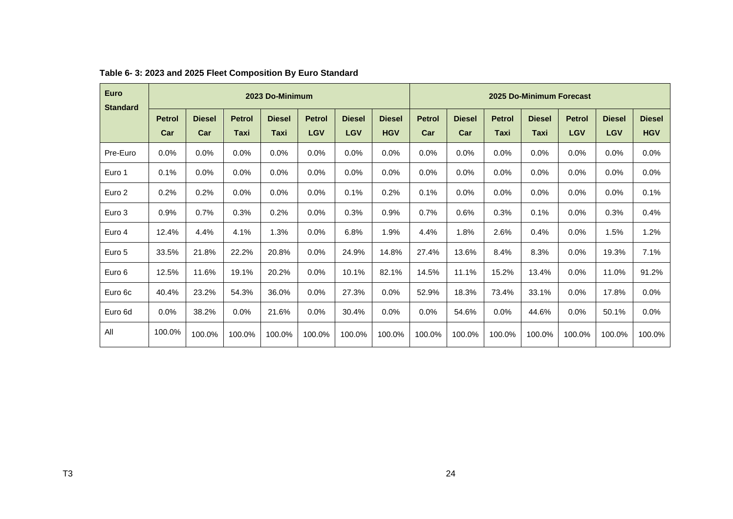**Table 6- 3: 2023 and 2025 Fleet Composition By Euro Standard**

| Euro Standard | 2023 Do-Minimum | | | | | | | 2025 Do-Minimum Forecast | | | | | | |
|---|---|---|---|---|---|---|---|---|---|---|---|---|---|---|
| | Petrol Car | Diesel Car | Petrol Taxi | Diesel Taxi | Petrol LGV | Diesel LGV | Diesel HGV | Petrol Car | Diesel Car | Petrol Taxi | Diesel Taxi | Petrol LGV | Diesel LGV | Diesel HGV |
| Pre-Euro | 0.0% | 0.0% | 0.0% | 0.0% | 0.0% | 0.0% | 0.0% | 0.0% | 0.0% | 0.0% | 0.0% | 0.0% | 0.0% | 0.0% |
| Euro 1 | 0.1% | 0.0% | 0.0% | 0.0% | 0.0% | 0.0% | 0.0% | 0.0% | 0.0% | 0.0% | 0.0% | 0.0% | 0.0% | 0.0% |
| Euro 2 | 0.2% | 0.2% | 0.0% | 0.0% | 0.0% | 0.1% | 0.2% | 0.1% | 0.0% | 0.0% | 0.0% | 0.0% | 0.0% | 0.1% |
| Euro 3 | 0.9% | 0.7% | 0.3% | 0.2% | 0.0% | 0.3% | 0.9% | 0.7% | 0.6% | 0.3% | 0.1% | 0.0% | 0.3% | 0.4% |
| Euro 4 | 12.4% | 4.4% | 4.1% | 1.3% | 0.0% | 6.8% | 1.9% | 4.4% | 1.8% | 2.6% | 0.4% | 0.0% | 1.5% | 1.2% |
| Euro 5 | 33.5% | 21.8% | 22.2% | 20.8% | 0.0% | 24.9% | 14.8% | 27.4% | 13.6% | 8.4% | 8.3% | 0.0% | 19.3% | 7.1% |
| Euro 6 | 12.5% | 11.6% | 19.1% | 20.2% | 0.0% | 10.1% | 82.1% | 14.5% | 11.1% | 15.2% | 13.4% | 0.0% | 11.0% | 91.2% |
| Euro 6c | 40.4% | 23.2% | 54.3% | 36.0% | 0.0% | 27.3% | 0.0% | 52.9% | 18.3% | 73.4% | 33.1% | 0.0% | 17.8% | 0.0% |
| Euro 6d | 0.0% | 38.2% | 0.0% | 21.6% | 0.0% | 30.4% | 0.0% | 0.0% | 54.6% | 0.0% | 44.6% | 0.0% | 50.1% | 0.0% |
| All | 100.0% | 100.0% | 100.0% | 100.0% | 100.0% | 100.0% | 100.0% | 100.0% | 100.0% | 100.0% | 100.0% | 100.0% | 100.0% | 100.0% |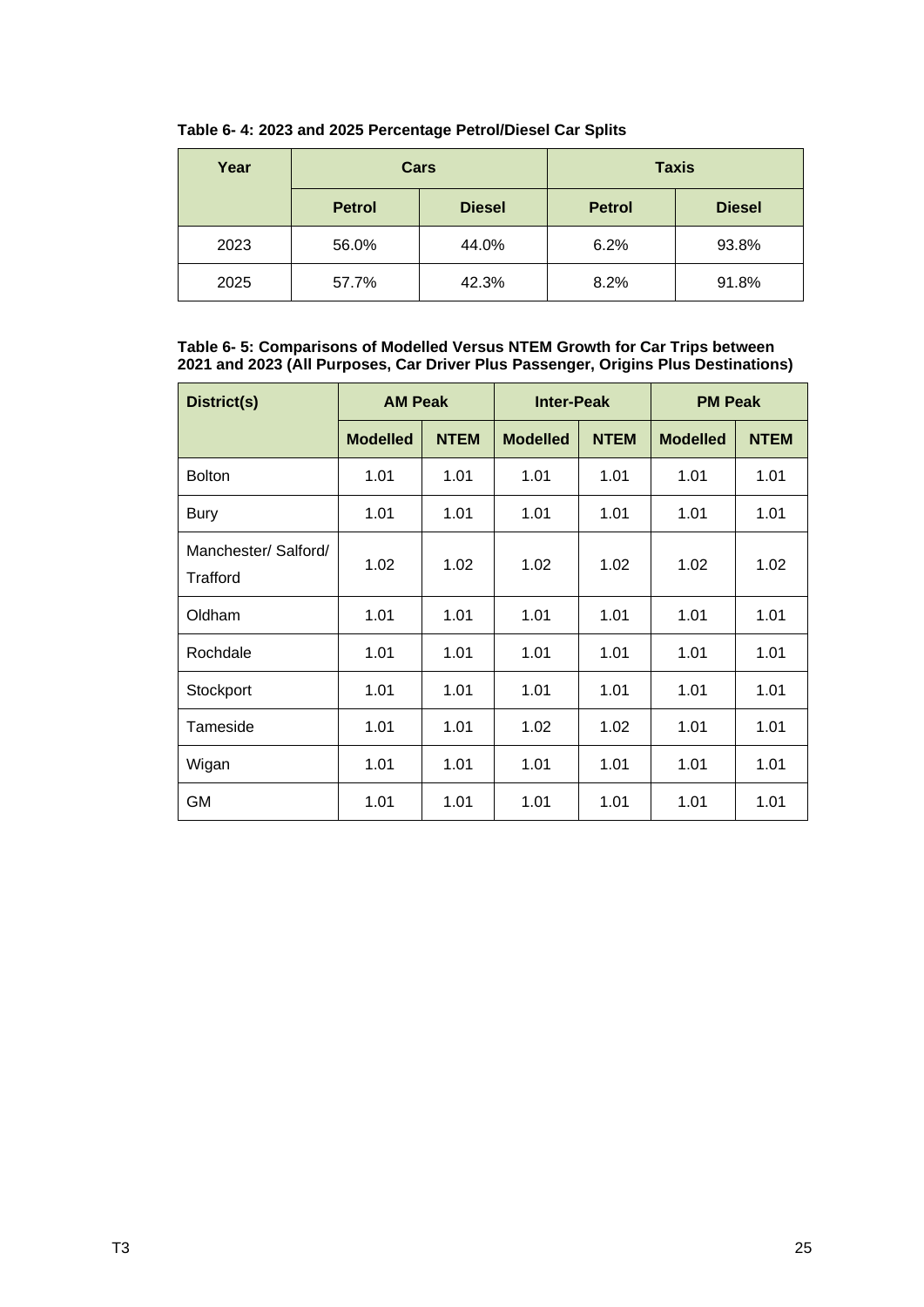**Table 6- 4: 2023 and 2025 Percentage Petrol/Diesel Car Splits**

| Year | Cars | | Taxis | |
|---|---|---|---|---|
| | Petrol | Diesel | Petrol | Diesel |
| 2023 | 56.0% | 44.0% | 6.2% | 93.8% |
| 2025 | 57.7% | 42.3% | 8.2% | 91.8% |

**Table 6- 5: Comparisons of Modelled Versus NTEM Growth for Car Trips between 2021 and 2023 (All Purposes, Car Driver Plus Passenger, Origins Plus Destinations)**

| District(s) | AM Peak | | Inter-Peak | | PM Peak | |
|---|---|---|---|---|---|---|
| | Modelled | NTEM | Modelled | NTEM | Modelled | NTEM |
| Bolton | 1.01 | 1.01 | 1.01 | 1.01 | 1.01 | 1.01 |
| Bury | 1.01 | 1.01 | 1.01 | 1.01 | 1.01 | 1.01 |
| Manchester/ Salford/ Trafford | 1.02 | 1.02 | 1.02 | 1.02 | 1.02 | 1.02 |
| Oldham | 1.01 | 1.01 | 1.01 | 1.01 | 1.01 | 1.01 |
| Rochdale | 1.01 | 1.01 | 1.01 | 1.01 | 1.01 | 1.01 |
| Stockport | 1.01 | 1.01 | 1.01 | 1.01 | 1.01 | 1.01 |
| Tameside | 1.01 | 1.01 | 1.02 | 1.02 | 1.01 | 1.01 |
| Wigan | 1.01 | 1.01 | 1.01 | 1.01 | 1.01 | 1.01 |
| GM | 1.01 | 1.01 | 1.01 | 1.01 | 1.01 | 1.01 |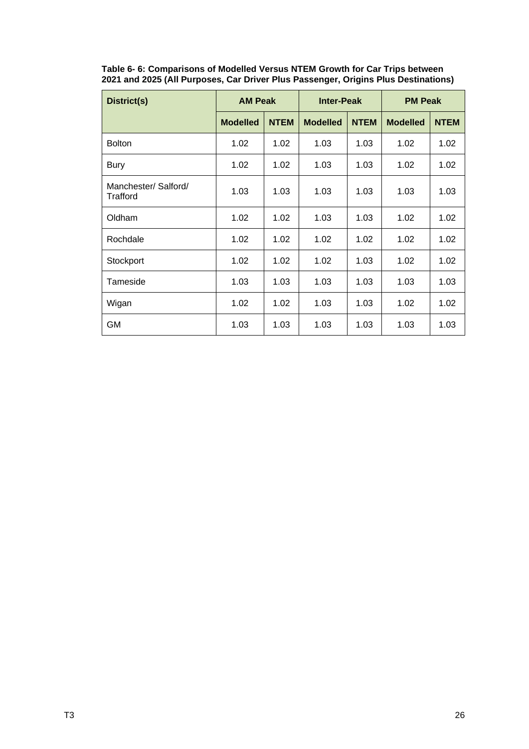**Table 6- 6: Comparisons of Modelled Versus NTEM Growth for Car Trips between 2021 and 2025 (All Purposes, Car Driver Plus Passenger, Origins Plus Destinations)**

| District(s) | AM Peak | | Inter-Peak | | PM Peak | |
|---|---|---|---|---|---|---|
| | Modelled | NTEM | Modelled | NTEM | Modelled | NTEM |
| Bolton | 1.02 | 1.02 | 1.03 | 1.03 | 1.02 | 1.02 |
| Bury | 1.02 | 1.02 | 1.03 | 1.03 | 1.02 | 1.02 |
| Manchester/ Salford/ Trafford | 1.03 | 1.03 | 1.03 | 1.03 | 1.03 | 1.03 |
| Oldham | 1.02 | 1.02 | 1.03 | 1.03 | 1.02 | 1.02 |
| Rochdale | 1.02 | 1.02 | 1.02 | 1.02 | 1.02 | 1.02 |
| Stockport | 1.02 | 1.02 | 1.02 | 1.03 | 1.02 | 1.02 |
| Tameside | 1.03 | 1.03 | 1.03 | 1.03 | 1.03 | 1.03 |
| Wigan | 1.02 | 1.02 | 1.03 | 1.03 | 1.02 | 1.02 |
| GM | 1.03 | 1.03 | 1.03 | 1.03 | 1.03 | 1.03 |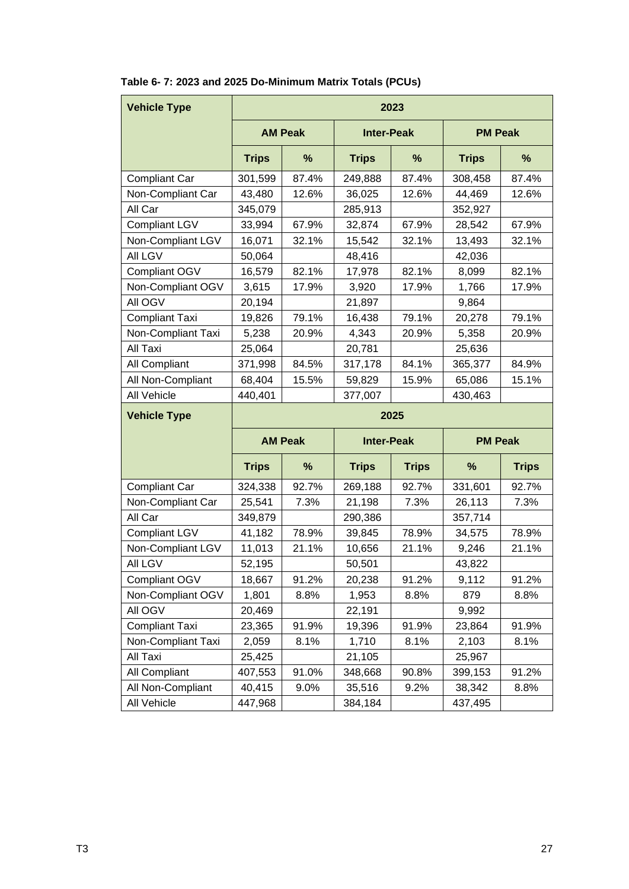**Table 6- 7: 2023 and 2025 Do-Minimum Matrix Totals (PCUs)**

| Vehicle Type | 2023 | | | | | |
|---|---|---|---|---|---|---|
| | AM Peak | | Inter-Peak | | PM Peak | |
| | Trips | % | Trips | % | Trips | % |
| Compliant Car | 301,599 | 87.4% | 249,888 | 87.4% | 308,458 | 87.4% |
| Non-Compliant Car | 43,480 | 12.6% | 36,025 | 12.6% | 44,469 | 12.6% |
| All Car | 345,079 | | 285,913 | | 352,927 | |
| Compliant LGV | 33,994 | 67.9% | 32,874 | 67.9% | 28,542 | 67.9% |
| Non-Compliant LGV | 16,071 | 32.1% | 15,542 | 32.1% | 13,493 | 32.1% |
| All LGV | 50,064 | | 48,416 | | 42,036 | |
| Compliant OGV | 16,579 | 82.1% | 17,978 | 82.1% | 8,099 | 82.1% |
| Non-Compliant OGV | 3,615 | 17.9% | 3,920 | 17.9% | 1,766 | 17.9% |
| All OGV | 20,194 | | 21,897 | | 9,864 | |
| Compliant Taxi | 19,826 | 79.1% | 16,438 | 79.1% | 20,278 | 79.1% |
| Non-Compliant Taxi | 5,238 | 20.9% | 4,343 | 20.9% | 5,358 | 20.9% |
| All Taxi | 25,064 | | 20,781 | | 25,636 | |
| All Compliant | 371,998 | 84.5% | 317,178 | 84.1% | 365,377 | 84.9% |
| All Non-Compliant | 68,404 | 15.5% | 59,829 | 15.9% | 65,086 | 15.1% |
| All Vehicle | 440,401 | | 377,007 | | 430,463 | |
| **Vehicle Type** | **2025** | | | | | |
| | **AM Peak** | | **Inter-Peak** | | **PM Peak** | |
| | **Trips** | **%** | **Trips** | **Trips** | **%** | **Trips** |
| Compliant Car | 324,338 | 92.7% | 269,188 | 92.7% | 331,601 | 92.7% |
| Non-Compliant Car | 25,541 | 7.3% | 21,198 | 7.3% | 26,113 | 7.3% |
| All Car | 349,879 | | 290,386 | | 357,714 | |
| Compliant LGV | 41,182 | 78.9% | 39,845 | 78.9% | 34,575 | 78.9% |
| Non-Compliant LGV | 11,013 | 21.1% | 10,656 | 21.1% | 9,246 | 21.1% |
| All LGV | 52,195 | | 50,501 | | 43,822 | |
| Compliant OGV | 18,667 | 91.2% | 20,238 | 91.2% | 9,112 | 91.2% |
| Non-Compliant OGV | 1,801 | 8.8% | 1,953 | 8.8% | 879 | 8.8% |
| All OGV | 20,469 | | 22,191 | | 9,992 | |
| Compliant Taxi | 23,365 | 91.9% | 19,396 | 91.9% | 23,864 | 91.9% |
| Non-Compliant Taxi | 2,059 | 8.1% | 1,710 | 8.1% | 2,103 | 8.1% |
| All Taxi | 25,425 | | 21,105 | | 25,967 | |
| All Compliant | 407,553 | 91.0% | 348,668 | 90.8% | 399,153 | 91.2% |
| All Non-Compliant | 40,415 | 9.0% | 35,516 | 9.2% | 38,342 | 8.8% |
| All Vehicle | 447,968 | | 384,184 | | 437,495 | |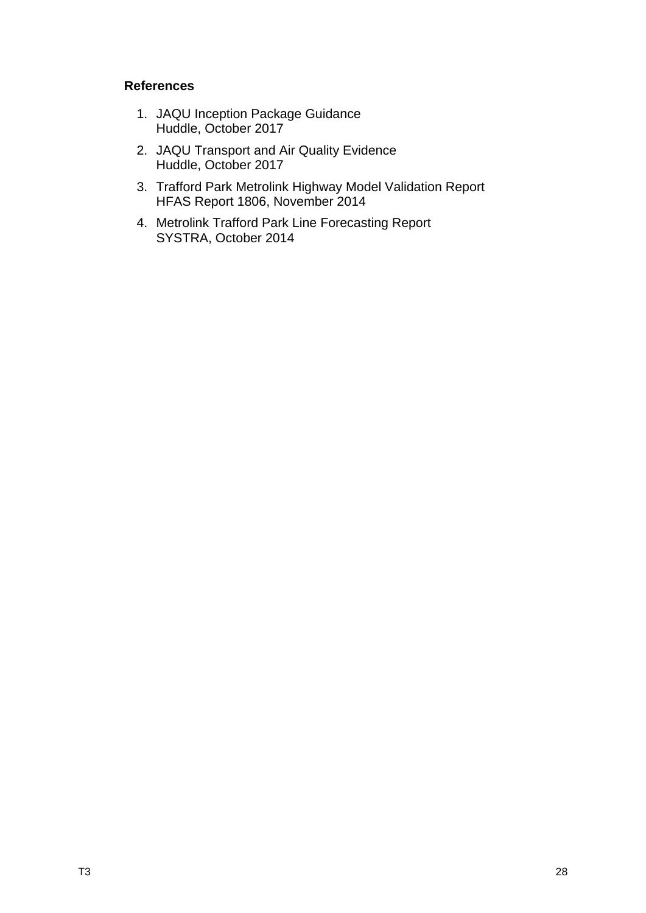**References**

1. JAQU Inception Package Guidance
   Huddle, October 2017
2. JAQU Transport and Air Quality Evidence
   Huddle, October 2017
3. Trafford Park Metrolink Highway Model Validation Report
   HFAS Report 1806, November 2014
4. Metrolink Trafford Park Line Forecasting Report
   SYSTRA, October 2014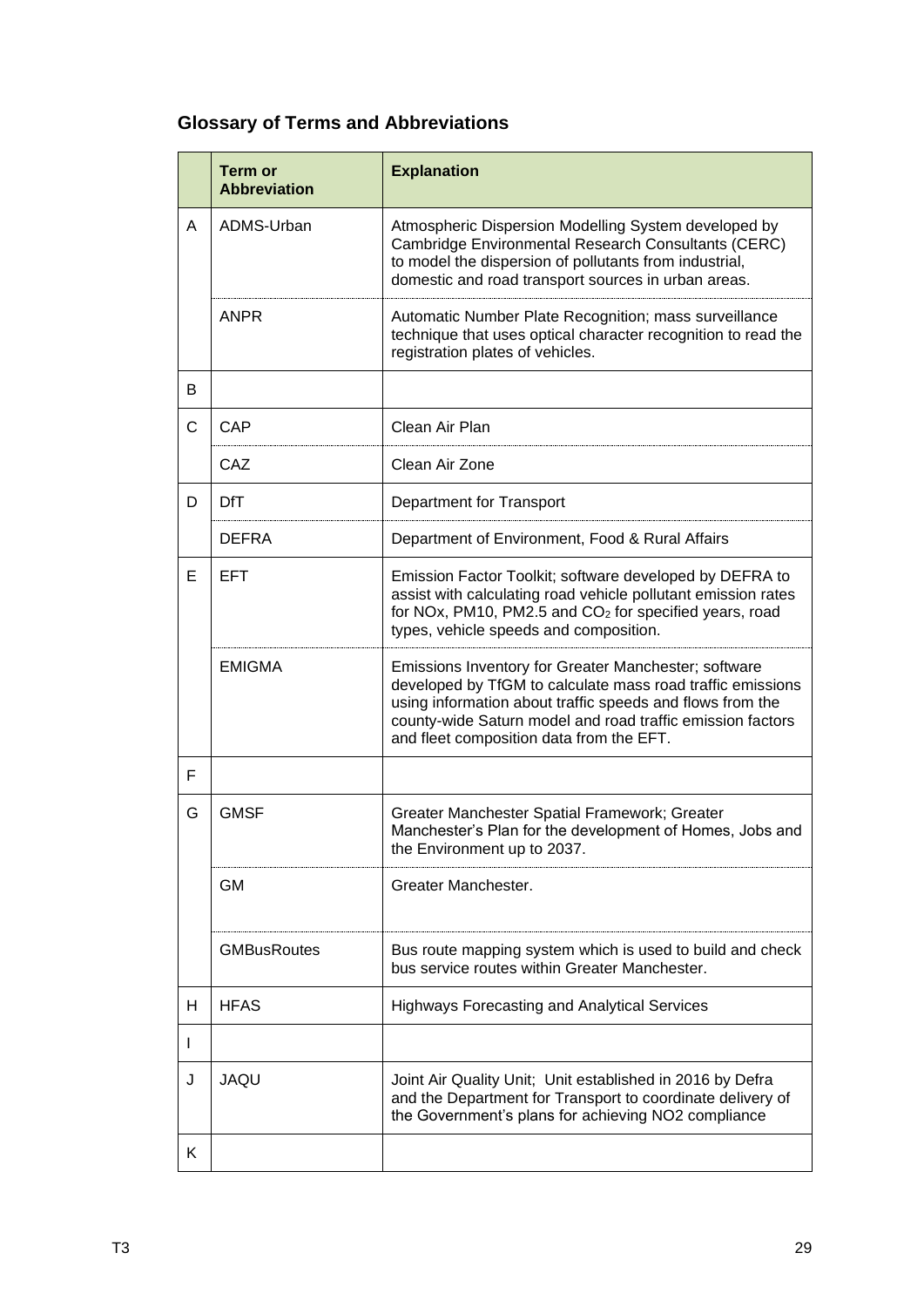## Glossary of Terms and Abbreviations

| | Term or Abbreviation | Explanation |
|---|---|---|
| A | ADMS-Urban | Atmospheric Dispersion Modelling System developed by Cambridge Environmental Research Consultants (CERC) to model the dispersion of pollutants from industrial, domestic and road transport sources in urban areas. |
| | ANPR | Automatic Number Plate Recognition; mass surveillance technique that uses optical character recognition to read the registration plates of vehicles. |
| B | | |
| C | CAP | Clean Air Plan |
| | CAZ | Clean Air Zone |
| D | DfT | Department for Transport |
| | DEFRA | Department of Environment, Food & Rural Affairs |
| E | EFT | Emission Factor Toolkit; software developed by DEFRA to assist with calculating road vehicle pollutant emission rates for NOx, PM10, PM2.5 and $CO_2$ for specified years, road types, vehicle speeds and composition. |
| | EMIGMA | Emissions Inventory for Greater Manchester; software developed by TfGM to calculate mass road traffic emissions using information about traffic speeds and flows from the county-wide Saturn model and road traffic emission factors and fleet composition data from the EFT. |
| F | | |
| G | GMSF | Greater Manchester Spatial Framework; Greater Manchester's Plan for the development of Homes, Jobs and the Environment up to 2037. |
| | GM | Greater Manchester. |
| | GMBusRoutes | Bus route mapping system which is used to build and check bus service routes within Greater Manchester. |
| H | HFAS | Highways Forecasting and Analytical Services |
| I | | |
| J | JAQU | Joint Air Quality Unit; Unit established in 2016 by Defra and the Department for Transport to coordinate delivery of the Government's plans for achieving NO2 compliance |
| K | | |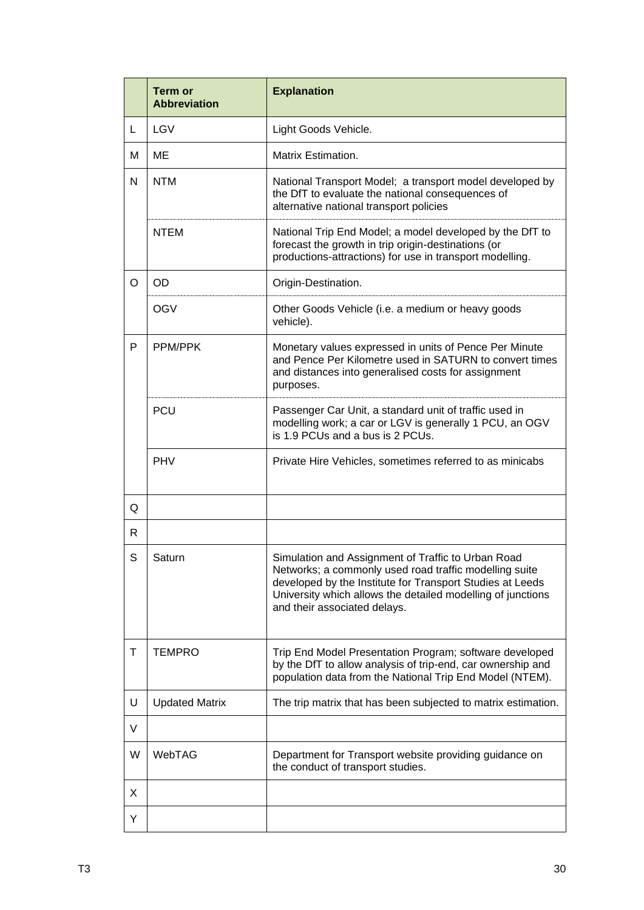| | Term or Abbreviation | Explanation |
|---|---|---|
| L | LGV | Light Goods Vehicle. |
| M | ME | Matrix Estimation. |
| N | NTM | National Transport Model;  a transport model developed by the DfT to evaluate the national consequences of alternative national transport policies |
| | NTEM | National Trip End Model; a model developed by the DfT to forecast the growth in trip origin-destinations (or productions-attractions) for use in transport modelling. |
| O | OD | Origin-Destination. |
| | OGV | Other Goods Vehicle (i.e. a medium or heavy goods vehicle). |
| P | PPM/PPK | Monetary values expressed in units of Pence Per Minute and Pence Per Kilometre used in SATURN to convert times and distances into generalised costs for assignment purposes. |
| | PCU | Passenger Car Unit, a standard unit of traffic used in modelling work; a car or LGV is generally 1 PCU, an OGV is 1.9 PCUs and a bus is 2 PCUs. |
| | PHV | Private Hire Vehicles, sometimes referred to as minicabs |
| Q | | |
| R | | |
| S | Saturn | Simulation and Assignment of Traffic to Urban Road Networks; a commonly used road traffic modelling suite developed by the Institute for Transport Studies at Leeds University which allows the detailed modelling of junctions and their associated delays. |
| T | TEMPRO | Trip End Model Presentation Program; software developed by the DfT to allow analysis of trip-end, car ownership and population data from the National Trip End Model (NTEM). |
| U | Updated Matrix | The trip matrix that has been subjected to matrix estimation. |
| V | | |
| W | WebTAG | Department for Transport website providing guidance on the conduct of transport studies. |
| X | | |
| Y | | |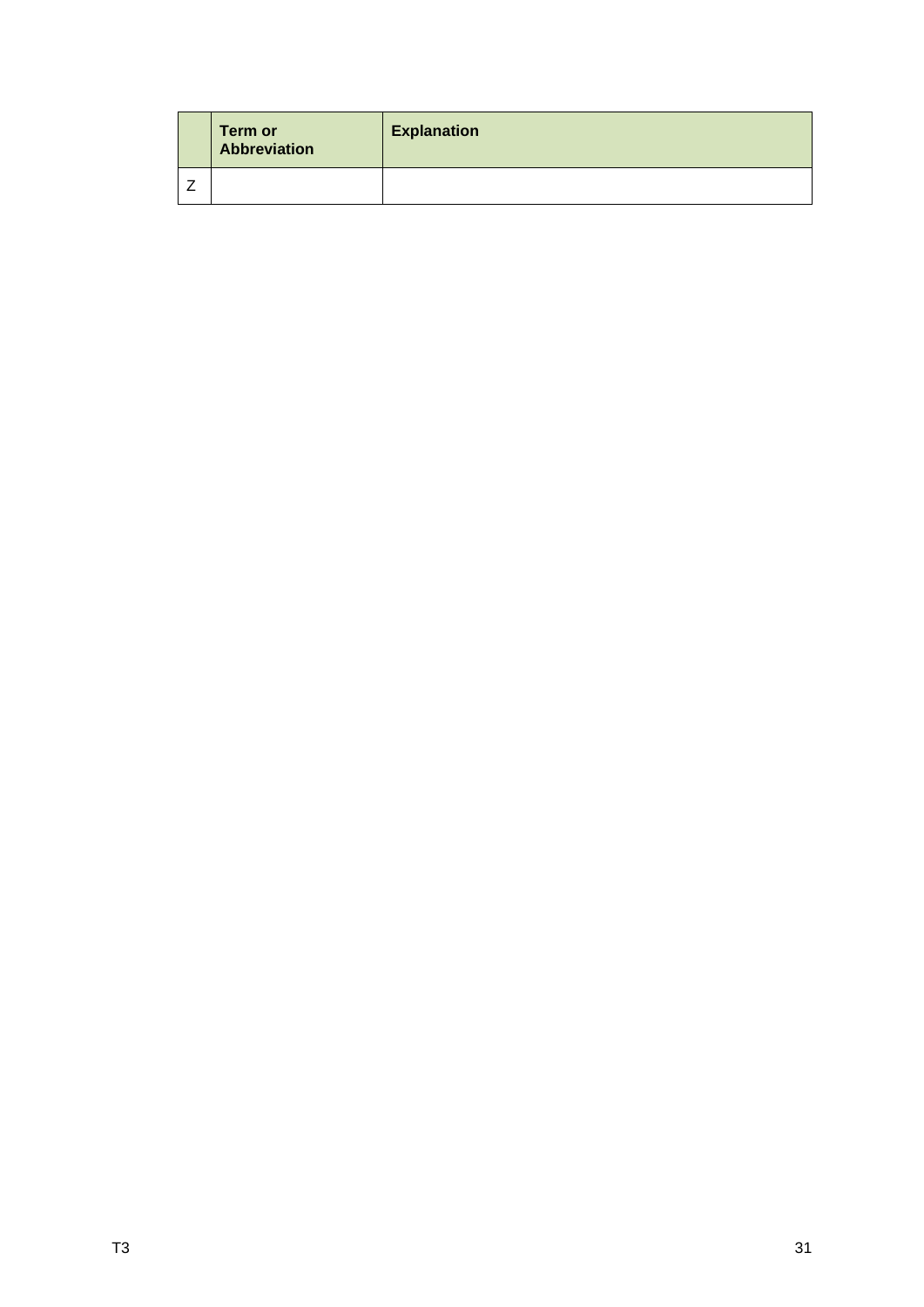| | Term or Abbreviation | Explanation |
|---|---|---|
| Z | | |